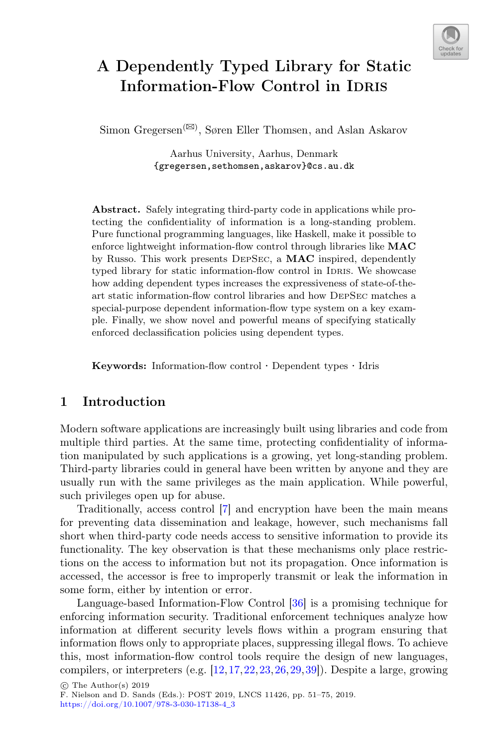# A Dependently Typed Library for Static Information-Flow Control in Idris

Simon Gregersen(✉), Søren Eller Thomsen, and Aslan Askarov

Aarhus University, Aarhus, Denmark
{gregersen,sethomsen,askarov}@cs.au.dk

**Abstract.** Safely integrating third-party code in applications while protecting the confidentiality of information is a long-standing problem. Pure functional programming languages, like Haskell, make it possible to enforce lightweight information-flow control through libraries like **MAC** by Russo. This work presents DepSec, a **MAC** inspired, dependently typed library for static information-flow control in Idris. We showcase how adding dependent types increases the expressiveness of state-of-the-art static information-flow control libraries and how DepSec matches a special-purpose dependent information-flow type system on a key example. Finally, we show novel and powerful means of specifying statically enforced declassification policies using dependent types.

**Keywords:** Information-flow control · Dependent types · Idris

## 1 Introduction

Modern software applications are increasingly built using libraries and code from multiple third parties. At the same time, protecting confidentiality of information manipulated by such applications is a growing, yet long-standing problem. Third-party libraries could in general have been written by anyone and they are usually run with the same privileges as the main application. While powerful, such privileges open up for abuse.

Traditionally, access control [7] and encryption have been the main means for preventing data dissemination and leakage, however, such mechanisms fall short when third-party code needs access to sensitive information to provide its functionality. The key observation is that these mechanisms only place restrictions on the access to information but not its propagation. Once information is accessed, the accessor is free to improperly transmit or leak the information in some form, either by intention or error.

Language-based Information-Flow Control [36] is a promising technique for enforcing information security. Traditional enforcement techniques analyze how information at different security levels flows within a program ensuring that information flows only to appropriate places, suppressing illegal flows. To achieve this, most information-flow control tools require the design of new languages, compilers, or interpreters (e.g. [12,17,22,23,26,29,39]). Despite a large, growing

© The Author(s) 2019
F. Nielson and D. Sands (Eds.): POST 2019, LNCS 11426, pp. 51–75, 2019.
https://doi.org/10.1007/978-3-030-17138-4_3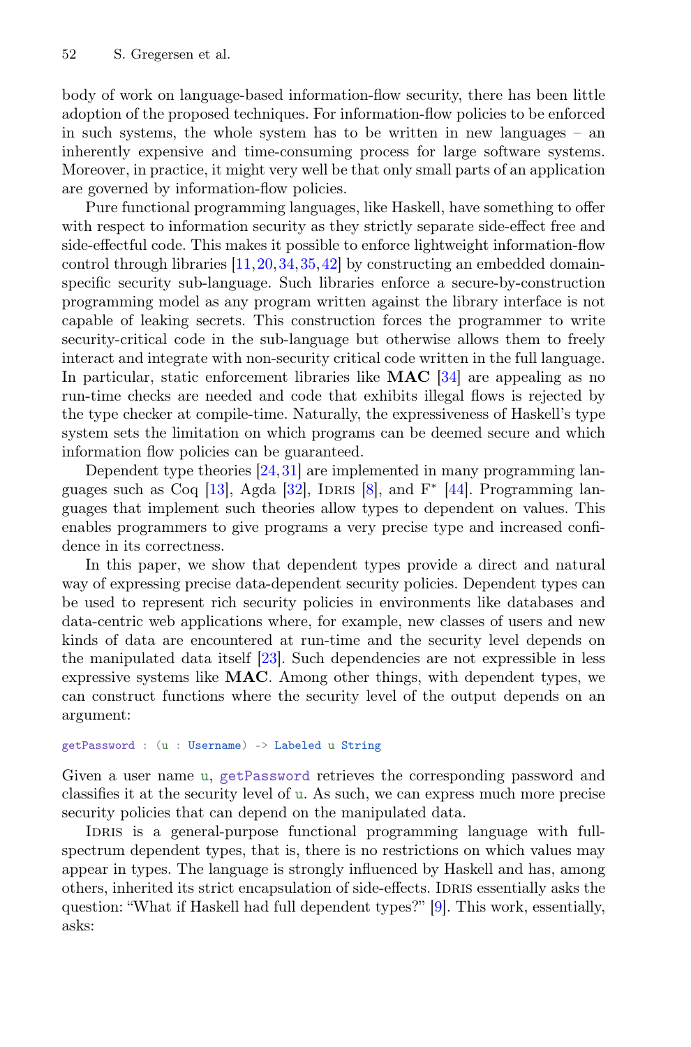body of work on language-based information-flow security, there has been little adoption of the proposed techniques. For information-flow policies to be enforced in such systems, the whole system has to be written in new languages – an inherently expensive and time-consuming process for large software systems. Moreover, in practice, it might very well be that only small parts of an application are governed by information-flow policies.

Pure functional programming languages, like Haskell, have something to offer with respect to information security as they strictly separate side-effect free and side-effectful code. This makes it possible to enforce lightweight information-flow control through libraries [11,20,34,35,42] by constructing an embedded domain-specific security sub-language. Such libraries enforce a secure-by-construction programming model as any program written against the library interface is not capable of leaking secrets. This construction forces the programmer to write security-critical code in the sub-language but otherwise allows them to freely interact and integrate with non-security critical code written in the full language. In particular, static enforcement libraries like **MAC** [34] are appealing as no run-time checks are needed and code that exhibits illegal flows is rejected by the type checker at compile-time. Naturally, the expressiveness of Haskell's type system sets the limitation on which programs can be deemed secure and which information flow policies can be guaranteed.

Dependent type theories [24,31] are implemented in many programming languages such as Coq [13], Agda [32], Idris [8], and F* [44]. Programming languages that implement such theories allow types to dependent on values. This enables programmers to give programs a very precise type and increased confidence in its correctness.

In this paper, we show that dependent types provide a direct and natural way of expressing precise data-dependent security policies. Dependent types can be used to represent rich security policies in environments like databases and data-centric web applications where, for example, new classes of users and new kinds of data are encountered at run-time and the security level depends on the manipulated data itself [23]. Such dependencies are not expressible in less expressive systems like **MAC**. Among other things, with dependent types, we can construct functions where the security level of the output depends on an argument:

```
getPassword : (u : Username) -> Labeled u String
```

Given a user name `u`, `getPassword` retrieves the corresponding password and classifies it at the security level of `u`. As such, we can express much more precise security policies that can depend on the manipulated data.

Idris is a general-purpose functional programming language with full-spectrum dependent types, that is, there is no restrictions on which values may appear in types. The language is strongly influenced by Haskell and has, among others, inherited its strict encapsulation of side-effects. Idris essentially asks the question: "What if Haskell had full dependent types?" [9]. This work, essentially, asks: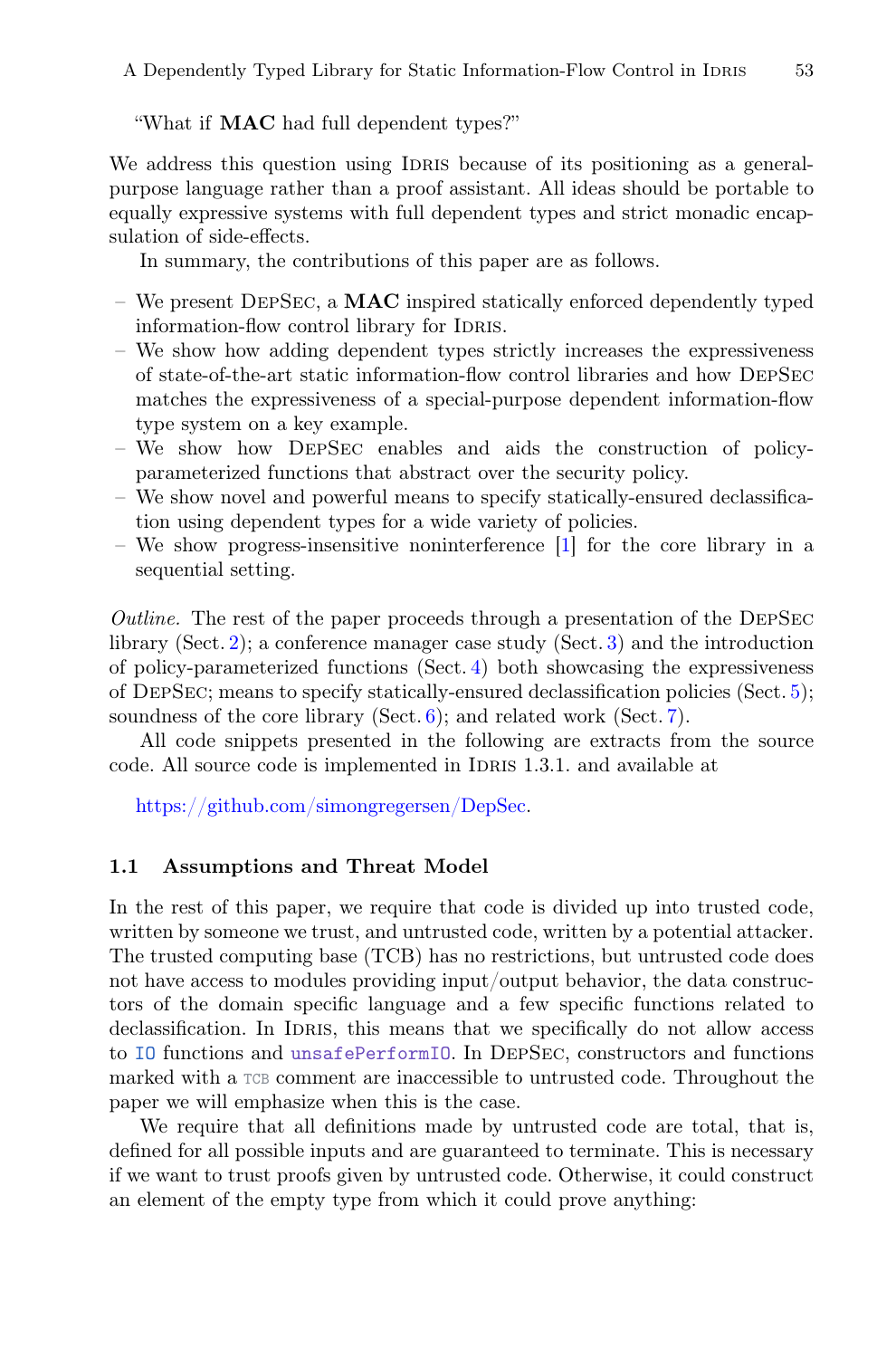"What if **MAC** had full dependent types?"

We address this question using Idris because of its positioning as a general-purpose language rather than a proof assistant. All ideas should be portable to equally expressive systems with full dependent types and strict monadic encapsulation of side-effects.

In summary, the contributions of this paper are as follows.

- We present DepSec, a **MAC** inspired statically enforced dependently typed information-flow control library for Idris.
- We show how adding dependent types strictly increases the expressiveness of state-of-the-art static information-flow control libraries and how DepSec matches the expressiveness of a special-purpose dependent information-flow type system on a key example.
- We show how DepSec enables and aids the construction of policy-parameterized functions that abstract over the security policy.
- We show novel and powerful means to specify statically-ensured declassification using dependent types for a wide variety of policies.
- We show progress-insensitive noninterference [1] for the core library in a sequential setting.

*Outline.* The rest of the paper proceeds through a presentation of the DepSec library (Sect. 2); a conference manager case study (Sect. 3) and the introduction of policy-parameterized functions (Sect. 4) both showcasing the expressiveness of DepSec; means to specify statically-ensured declassification policies (Sect. 5); soundness of the core library (Sect. 6); and related work (Sect. 7).

All code snippets presented in the following are extracts from the source code. All source code is implemented in Idris 1.3.1. and available at

https://github.com/simongregersen/DepSec.

### 1.1 Assumptions and Threat Model

In the rest of this paper, we require that code is divided up into trusted code, written by someone we trust, and untrusted code, written by a potential attacker. The trusted computing base (TCB) has no restrictions, but untrusted code does not have access to modules providing input/output behavior, the data constructors of the domain specific language and a few specific functions related to declassification. In Idris, this means that we specifically do not allow access to `IO` functions and `unsafePerformIO`. In DepSec, constructors and functions marked with a `TCB` comment are inaccessible to untrusted code. Throughout the paper we will emphasize when this is the case.

We require that all definitions made by untrusted code are total, that is, defined for all possible inputs and are guaranteed to terminate. This is necessary if we want to trust proofs given by untrusted code. Otherwise, it could construct an element of the empty type from which it could prove anything: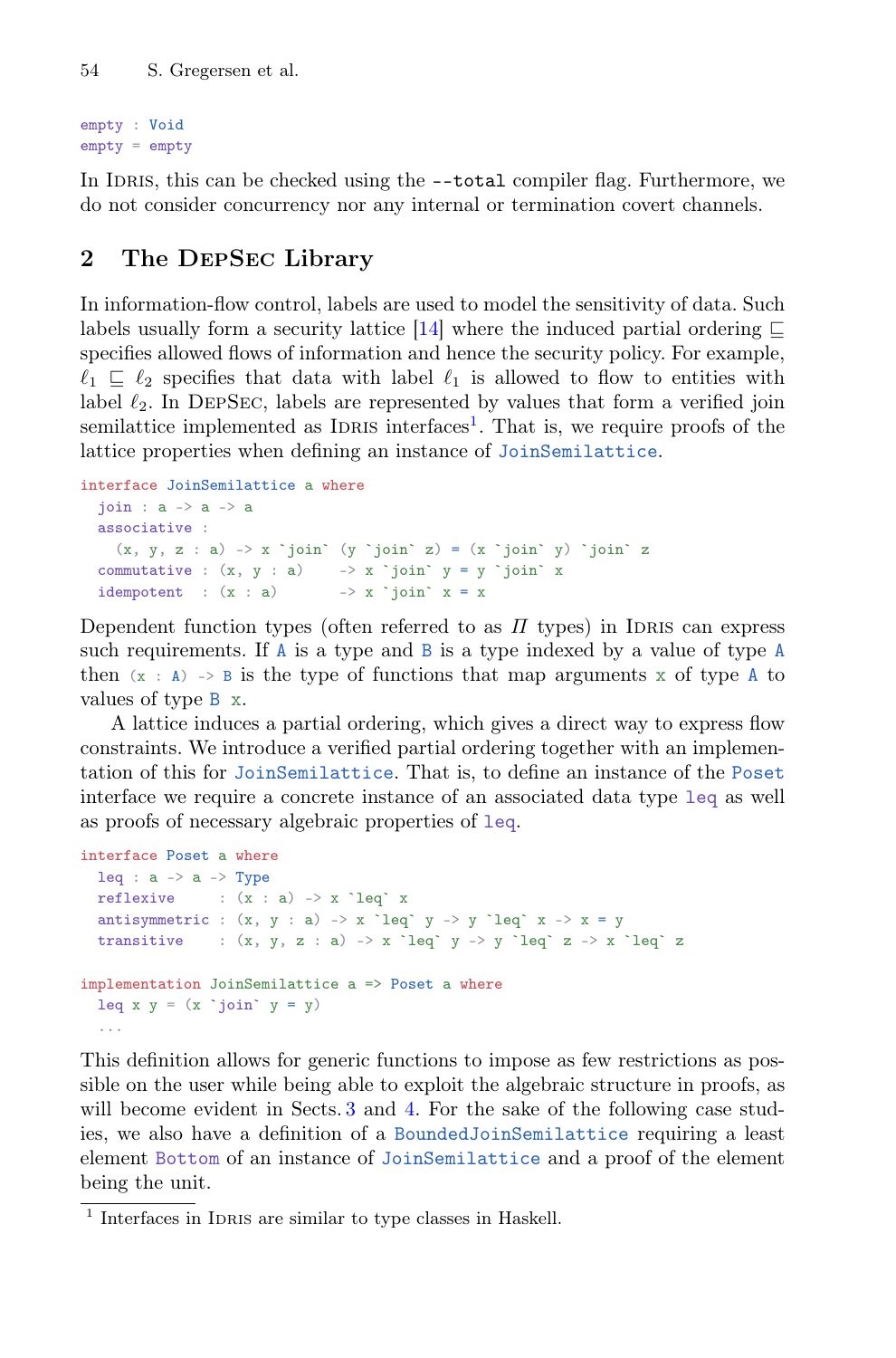```
empty : Void
empty = empty
```

In Idris, this can be checked using the `--total` compiler flag. Furthermore, we do not consider concurrency nor any internal or termination covert channels.

## 2 The DepSec Library

In information-flow control, labels are used to model the sensitivity of data. Such labels usually form a security lattice [14] where the induced partial ordering $\sqsubseteq$ specifies allowed flows of information and hence the security policy. For example, $\ell_1 \sqsubseteq \ell_2$ specifies that data with label $\ell_1$ is allowed to flow to entities with label $\ell_2$. In DepSec, labels are represented by values that form a verified join semilattice implemented as Idris interfaces[1]. That is, we require proofs of the lattice properties when defining an instance of `JoinSemilattice`.

```
interface JoinSemilattice a where
  join : a -> a -> a
  associative :
    (x, y, z : a) -> x `join` (y `join` z) = (x `join` y) `join` z
  commutative : (x, y : a)    -> x `join` y = y `join` x
  idempotent  : (x : a)       -> x `join` x = x
```

Dependent function types (often referred to as $\Pi$ types) in Idris can express such requirements. If `A` is a type and `B` is a type indexed by a value of type `A` then `(x : A) -> B` is the type of functions that map arguments `x` of type `A` to values of type `B x`.

A lattice induces a partial ordering, which gives a direct way to express flow constraints. We introduce a verified partial ordering together with an implementation of this for `JoinSemilattice`. That is, to define an instance of the `Poset` interface we require a concrete instance of an associated data type `leq` as well as proofs of necessary algebraic properties of `leq`.

```
interface Poset a where
  leq : a -> a -> Type
  reflexive     : (x : a) -> x `leq` x
  antisymmetric : (x, y : a) -> x `leq` y -> y `leq` x -> x = y
  transitive    : (x, y, z : a) -> x `leq` y -> y `leq` z -> x `leq` z

implementation JoinSemilattice a => Poset a where
  leq x y = (x `join` y = y)
  ...
```

This definition allows for generic functions to impose as few restrictions as possible on the user while being able to exploit the algebraic structure in proofs, as will become evident in Sects. 3 and 4. For the sake of the following case studies, we also have a definition of a `BoundedJoinSemilattice` requiring a least element `Bottom` of an instance of `JoinSemilattice` and a proof of the element being the unit.

[1] Interfaces in Idris are similar to type classes in Haskell.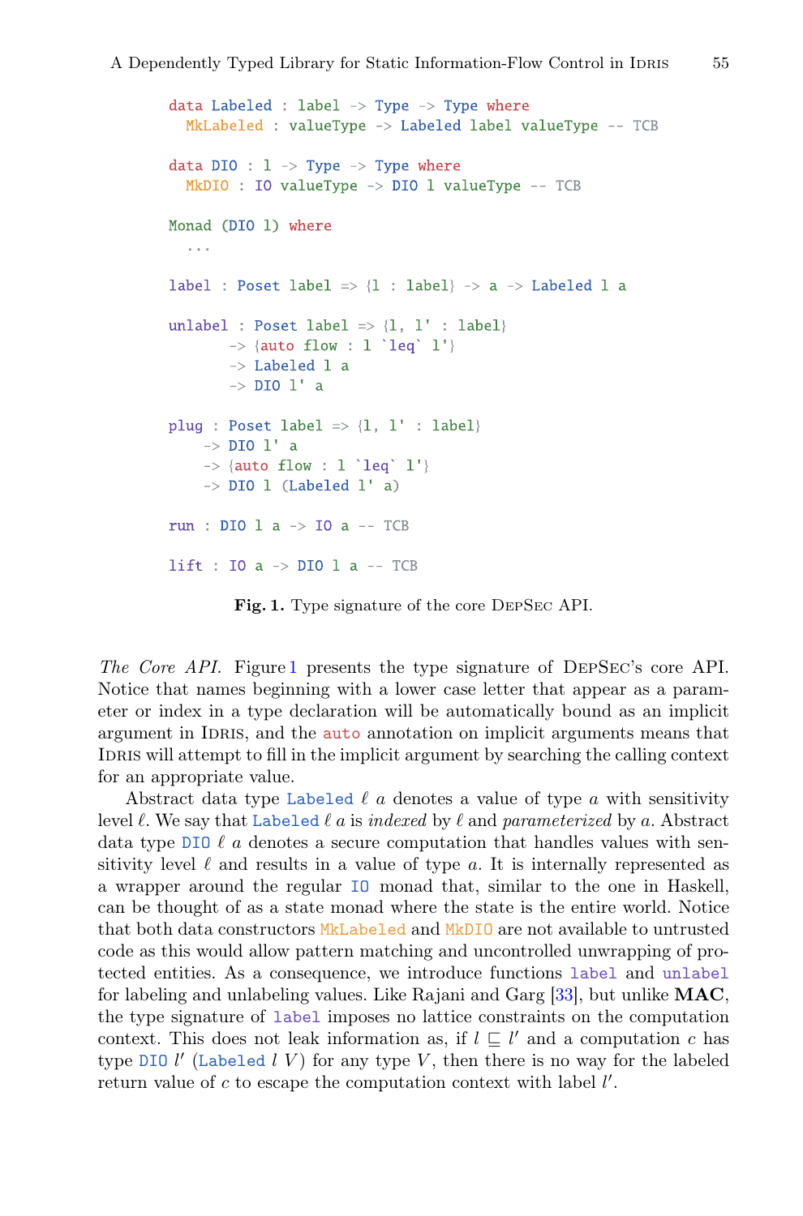```
data Labeled : label -> Type -> Type where
  MkLabeled : valueType -> Labeled label valueType -- TCB

data DIO : l -> Type -> Type where
  MkDIO : IO valueType -> DIO l valueType -- TCB

Monad (DIO l) where
  ...

label : Poset label => {l : label} -> a -> Labeled l a

unlabel : Poset label => {l, l' : label}
       -> {auto flow : l `leq` l'}
       -> Labeled l a
       -> DIO l' a

plug : Poset label => {l, l' : label}
    -> DIO l' a
    -> {auto flow : l `leq` l'}
    -> DIO l (Labeled l' a)

run : DIO l a -> IO a -- TCB

lift : IO a -> DIO l a -- TCB
```

**Fig. 1.** Type signature of the core DepSec API.

*The Core API.* Figure 1 presents the type signature of DepSec's core API. Notice that names beginning with a lower case letter that appear as a parameter or index in a type declaration will be automatically bound as an implicit argument in Idris, and the `auto` annotation on implicit arguments means that Idris will attempt to fill in the implicit argument by searching the calling context for an appropriate value.

Abstract data type `Labeled` $\ell$ $a$ denotes a value of type $a$ with sensitivity level $\ell$. We say that `Labeled` $\ell$ $a$ is *indexed* by $\ell$ and *parameterized* by $a$. Abstract data type `DIO` $\ell$ $a$ denotes a secure computation that handles values with sensitivity level $\ell$ and results in a value of type $a$. It is internally represented as a wrapper around the regular `IO` monad that, similar to the one in Haskell, can be thought of as a state monad where the state is the entire world. Notice that both data constructors `MkLabeled` and `MkDIO` are not available to untrusted code as this would allow pattern matching and uncontrolled unwrapping of protected entities. As a consequence, we introduce functions `label` and `unlabel` for labeling and unlabeling values. Like Rajani and Garg [33], but unlike **MAC**, the type signature of `label` imposes no lattice constraints on the computation context. This does not leak information as, if $l \sqsubseteq l'$ and a computation $c$ has type `DIO` $l'$ (`Labeled` $l$ $V$) for any type $V$, then there is no way for the labeled return value of $c$ to escape the computation context with label $l'$.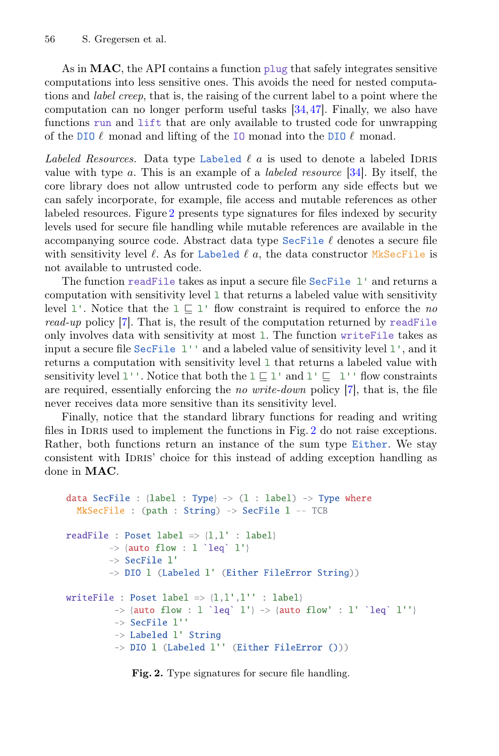As in **MAC**, the API contains a function `plug` that safely integrates sensitive computations into less sensitive ones. This avoids the need for nested computations and *label creep*, that is, the raising of the current label to a point where the computation can no longer perform useful tasks [34,47]. Finally, we also have functions `run` and `lift` that are only available to trusted code for unwrapping of the `DIO` $\ell$ monad and lifting of the `IO` monad into the `DIO` $\ell$ monad.

*Labeled Resources.* Data type `Labeled` $\ell$ $a$ is used to denote a labeled Idris value with type $a$. This is an example of a *labeled resource* [34]. By itself, the core library does not allow untrusted code to perform any side effects but we can safely incorporate, for example, file access and mutable references as other labeled resources. Figure 2 presents type signatures for files indexed by security levels used for secure file handling while mutable references are available in the accompanying source code. Abstract data type `SecFile` $\ell$ denotes a secure file with sensitivity level $\ell$. As for `Labeled` $\ell$ $a$, the data constructor `MkSecFile` is not available to untrusted code.

The function `readFile` takes as input a secure file `SecFile l'` and returns a computation with sensitivity level `l` that returns a labeled value with sensitivity level `l'`. Notice that the `l` $\sqsubseteq$ `l'` flow constraint is required to enforce the *no read-up* policy [7]. That is, the result of the computation returned by `readFile` only involves data with sensitivity at most `l`. The function `writeFile` takes as input a secure file `SecFile l''` and a labeled value of sensitivity level `l'`, and it returns a computation with sensitivity level `l` that returns a labeled value with sensitivity level `l''`. Notice that both the `l` $\sqsubseteq$ `l'` and `l'` $\sqsubseteq$ `l''` flow constraints are required, essentially enforcing the *no write-down* policy [7], that is, the file never receives data more sensitive than its sensitivity level.

Finally, notice that the standard library functions for reading and writing files in Idris used to implement the functions in Fig. 2 do not raise exceptions. Rather, both functions return an instance of the sum type `Either`. We stay consistent with Idris' choice for this instead of adding exception handling as done in **MAC**.

```
data SecFile : {label : Type} -> (l : label) -> Type where
  MkSecFile : (path : String) -> SecFile l -- TCB

readFile : Poset label => {l,l' : label}
        -> {auto flow : l `leq` l'}
        -> SecFile l'
        -> DIO l (Labeled l' (Either FileError String))

writeFile : Poset label => {l,l',l'' : label}
         -> {auto flow : l `leq` l'} -> {auto flow' : l' `leq` l''}
         -> SecFile l''
         -> Labeled l' String
         -> DIO l (Labeled l'' (Either FileError ()))
```

**Fig. 2.** Type signatures for secure file handling.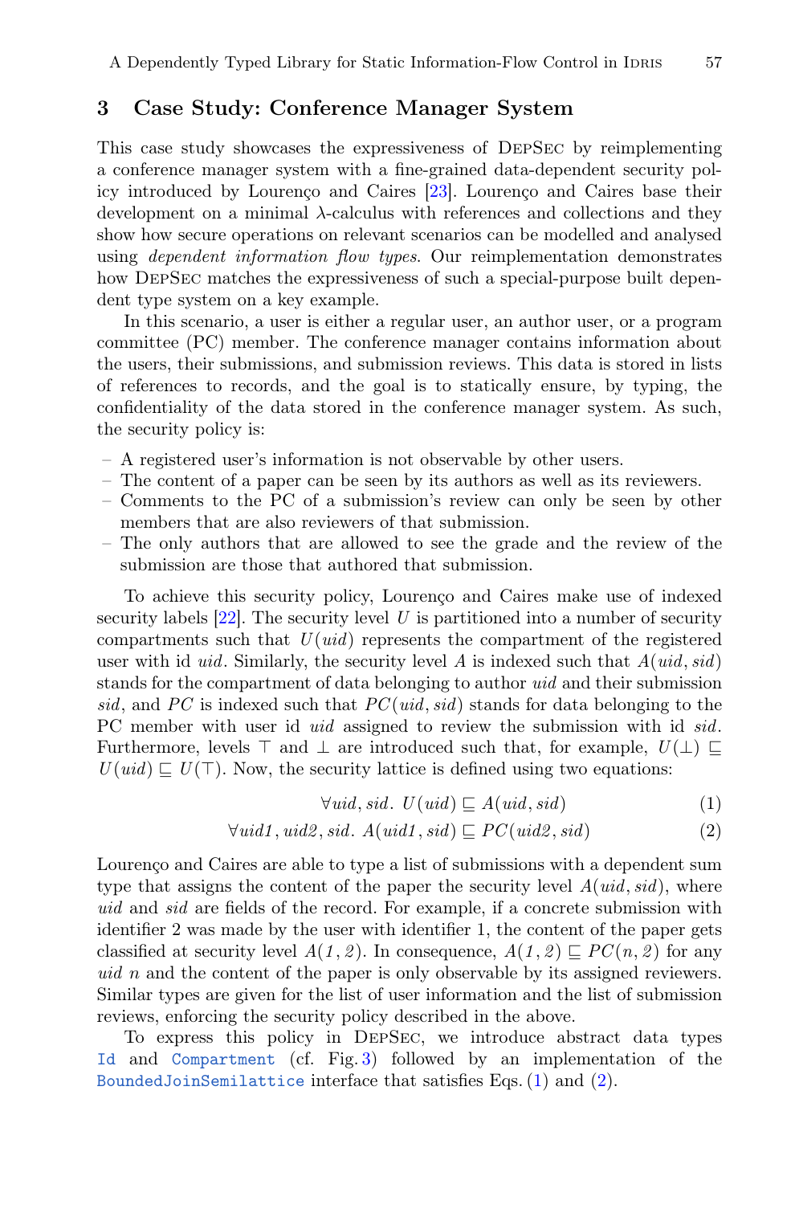## 3 Case Study: Conference Manager System

This case study showcases the expressiveness of DepSec by reimplementing a conference manager system with a fine-grained data-dependent security policy introduced by Lourenço and Caires [23]. Lourenço and Caires base their development on a minimal $\lambda$-calculus with references and collections and they show how secure operations on relevant scenarios can be modelled and analysed using *dependent information flow types*. Our reimplementation demonstrates how DepSec matches the expressiveness of such a special-purpose built dependent type system on a key example.

In this scenario, a user is either a regular user, an author user, or a program committee (PC) member. The conference manager contains information about the users, their submissions, and submission reviews. This data is stored in lists of references to records, and the goal is to statically ensure, by typing, the confidentiality of the data stored in the conference manager system. As such, the security policy is:

- A registered user's information is not observable by other users.
- The content of a paper can be seen by its authors as well as its reviewers.
- Comments to the PC of a submission's review can only be seen by other members that are also reviewers of that submission.
- The only authors that are allowed to see the grade and the review of the submission are those that authored that submission.

To achieve this security policy, Lourenço and Caires make use of indexed security labels [22]. The security level $U$ is partitioned into a number of security compartments such that $U(uid)$ represents the compartment of the registered user with id $uid$. Similarly, the security level $A$ is indexed such that $A(uid, sid)$ stands for the compartment of data belonging to author $uid$ and their submission $sid$, and $PC$ is indexed such that $PC(uid, sid)$ stands for data belonging to the PC member with user id $uid$ assigned to review the submission with id $sid$. Furthermore, levels $\top$ and $\bot$ are introduced such that, for example, $U(\bot) \sqsubseteq U(uid) \sqsubseteq U(\top)$. Now, the security lattice is defined using two equations:

$$\forall uid, sid.\ U(uid) \sqsubseteq A(uid, sid) \tag{1}$$

$$\forall uid1, uid2, sid.\ A(uid1, sid) \sqsubseteq PC(uid2, sid) \tag{2}$$

Lourenço and Caires are able to type a list of submissions with a dependent sum type that assigns the content of the paper the security level $A(uid, sid)$, where $uid$ and $sid$ are fields of the record. For example, if a concrete submission with identifier 2 was made by the user with identifier 1, the content of the paper gets classified at security level $A(1, 2)$. In consequence, $A(1, 2) \sqsubseteq PC(n, 2)$ for any $uid$ $n$ and the content of the paper is only observable by its assigned reviewers. Similar types are given for the list of user information and the list of submission reviews, enforcing the security policy described in the above.

To express this policy in DepSec, we introduce abstract data types `Id` and `Compartment` (cf. Fig. 3) followed by an implementation of the `BoundedJoinSemilattice` interface that satisfies Eqs. (1) and (2).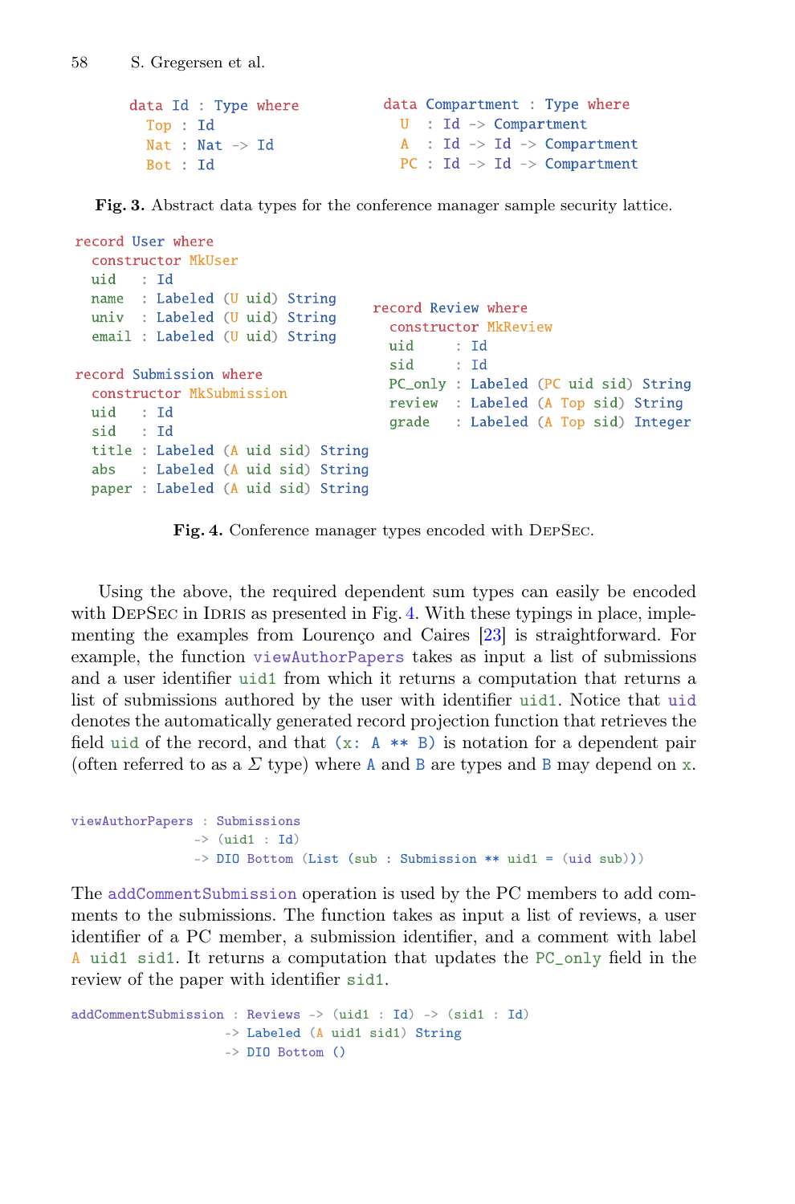```
data Id : Type where
  Top : Id
  Nat : Nat -> Id
  Bot : Id
```

```
data Compartment : Type where
  U  : Id -> Compartment
  A  : Id -> Id -> Compartment
  PC : Id -> Id -> Compartment
```

**Fig. 3.** Abstract data types for the conference manager sample security lattice.

```
record User where
  constructor MkUser
  uid   : Id
  name  : Labeled (U uid) String
  univ  : Labeled (U uid) String
  email : Labeled (U uid) String

record Submission where
  constructor MkSubmission
  uid   : Id
  sid   : Id
  title : Labeled (A uid sid) String
  abs   : Labeled (A uid sid) String
  paper : Labeled (A uid sid) String
```

```
record Review where
  constructor MkReview
  uid     : Id
  sid     : Id
  PC_only : Labeled (PC uid sid) String
  review  : Labeled (A Top sid) String
  grade   : Labeled (A Top sid) Integer
```

**Fig. 4.** Conference manager types encoded with DepSec.

Using the above, the required dependent sum types can easily be encoded with DepSec in Idris as presented in Fig. 4. With these typings in place, implementing the examples from Lourenço and Caires [23] is straightforward. For example, the function `viewAuthorPapers` takes as input a list of submissions and a user identifier `uid1` from which it returns a computation that returns a list of submissions authored by the user with identifier `uid1`. Notice that `uid` denotes the automatically generated record projection function that retrieves the field `uid` of the record, and that `(x: A ** B)` is notation for a dependent pair (often referred to as a $\Sigma$ type) where `A` and `B` are types and `B` may depend on `x`.

```
viewAuthorPapers : Submissions
               -> (uid1 : Id)
               -> DIO Bottom (List (sub : Submission ** uid1 = (uid sub)))
```

The `addCommentSubmission` operation is used by the PC members to add comments to the submissions. The function takes as input a list of reviews, a user identifier of a PC member, a submission identifier, and a comment with label `A uid1 sid1`. It returns a computation that updates the `PC_only` field in the review of the paper with identifier `sid1`.

```
addCommentSubmission : Reviews -> (uid1 : Id) -> (sid1 : Id)
                   -> Labeled (A uid1 sid1) String
                   -> DIO Bottom ()
```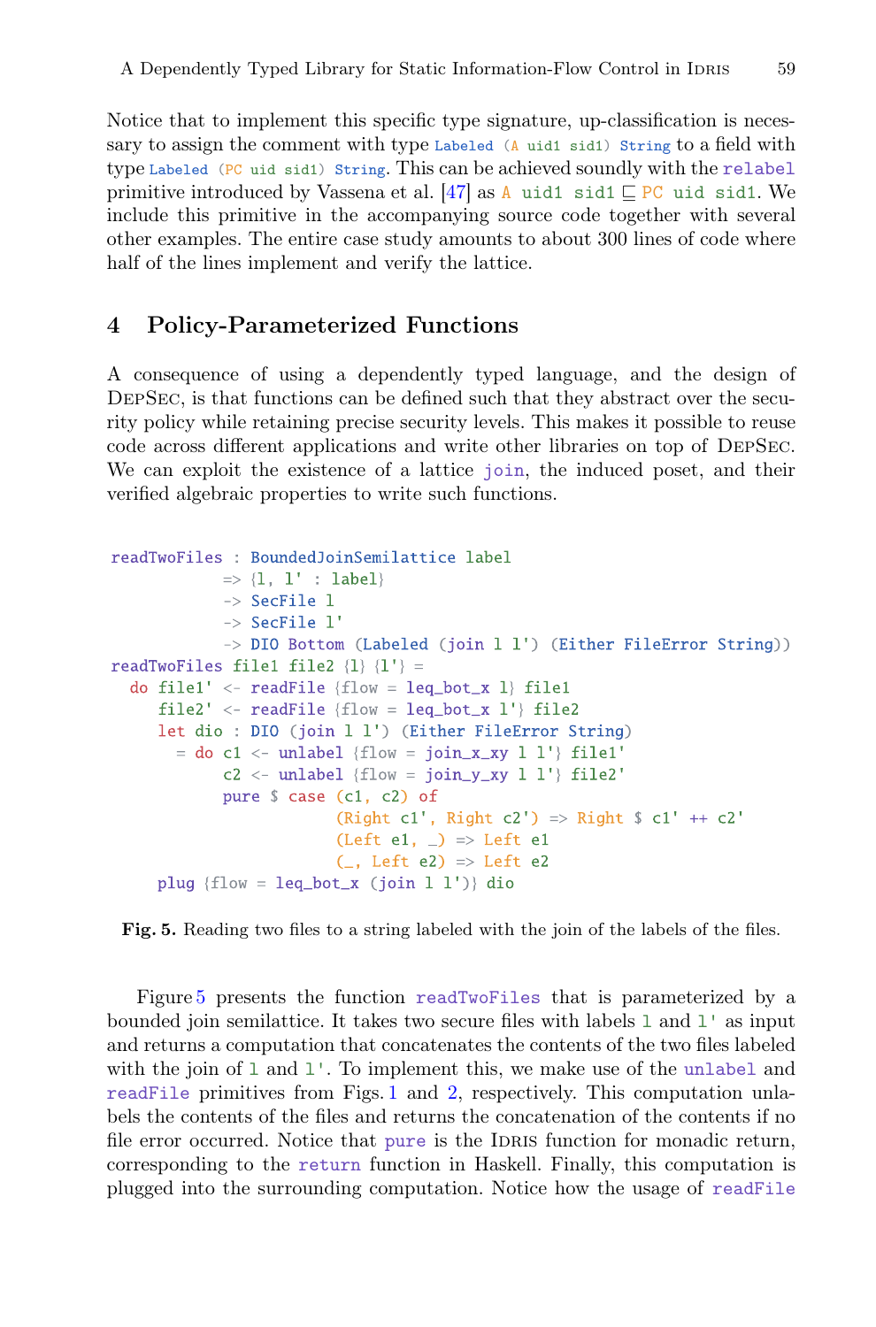Notice that to implement this specific type signature, up-classification is necessary to assign the comment with type `Labeled (A uid1 sid1) String` to a field with type `Labeled (PC uid sid1) String`. This can be achieved soundly with the `relabel` primitive introduced by Vassena et al. [47] as `A uid1 sid1` $\sqsubseteq$ `PC uid sid1`. We include this primitive in the accompanying source code together with several other examples. The entire case study amounts to about 300 lines of code where half of the lines implement and verify the lattice.

## 4 Policy-Parameterized Functions

A consequence of using a dependently typed language, and the design of DepSec, is that functions can be defined such that they abstract over the security policy while retaining precise security levels. This makes it possible to reuse code across different applications and write other libraries on top of DepSec. We can exploit the existence of a lattice `join`, the induced poset, and their verified algebraic properties to write such functions.

```
readTwoFiles : BoundedJoinSemilattice label
             => {l, l' : label}
             -> SecFile l
             -> SecFile l'
             -> DIO Bottom (Labeled (join l l') (Either FileError String))
readTwoFiles file1 file2 {l} {l'} =
  do file1' <- readFile {flow = leq_bot_x l} file1
     file2' <- readFile {flow = leq_bot_x l'} file2
     let dio : DIO (join l l') (Either FileError String)
       = do c1 <- unlabel {flow = join_x_xy l l'} file1'
            c2 <- unlabel {flow = join_y_xy l l'} file2'
            pure $ case (c1, c2) of
                        (Right c1', Right c2') => Right $ c1' ++ c2'
                        (Left e1, _) => Left e1
                        (_, Left e2) => Left e2
     plug {flow = leq_bot_x (join l l')} dio
```

**Fig. 5.** Reading two files to a string labeled with the join of the labels of the files.

Figure 5 presents the function `readTwoFiles` that is parameterized by a bounded join semilattice. It takes two secure files with labels `l` and `l'` as input and returns a computation that concatenates the contents of the two files labeled with the join of `l` and `l'`. To implement this, we make use of the `unlabel` and `readFile` primitives from Figs. 1 and 2, respectively. This computation unlabels the contents of the files and returns the concatenation of the contents if no file error occurred. Notice that `pure` is the Idris function for monadic return, corresponding to the `return` function in Haskell. Finally, this computation is plugged into the surrounding computation. Notice how the usage of `readFile`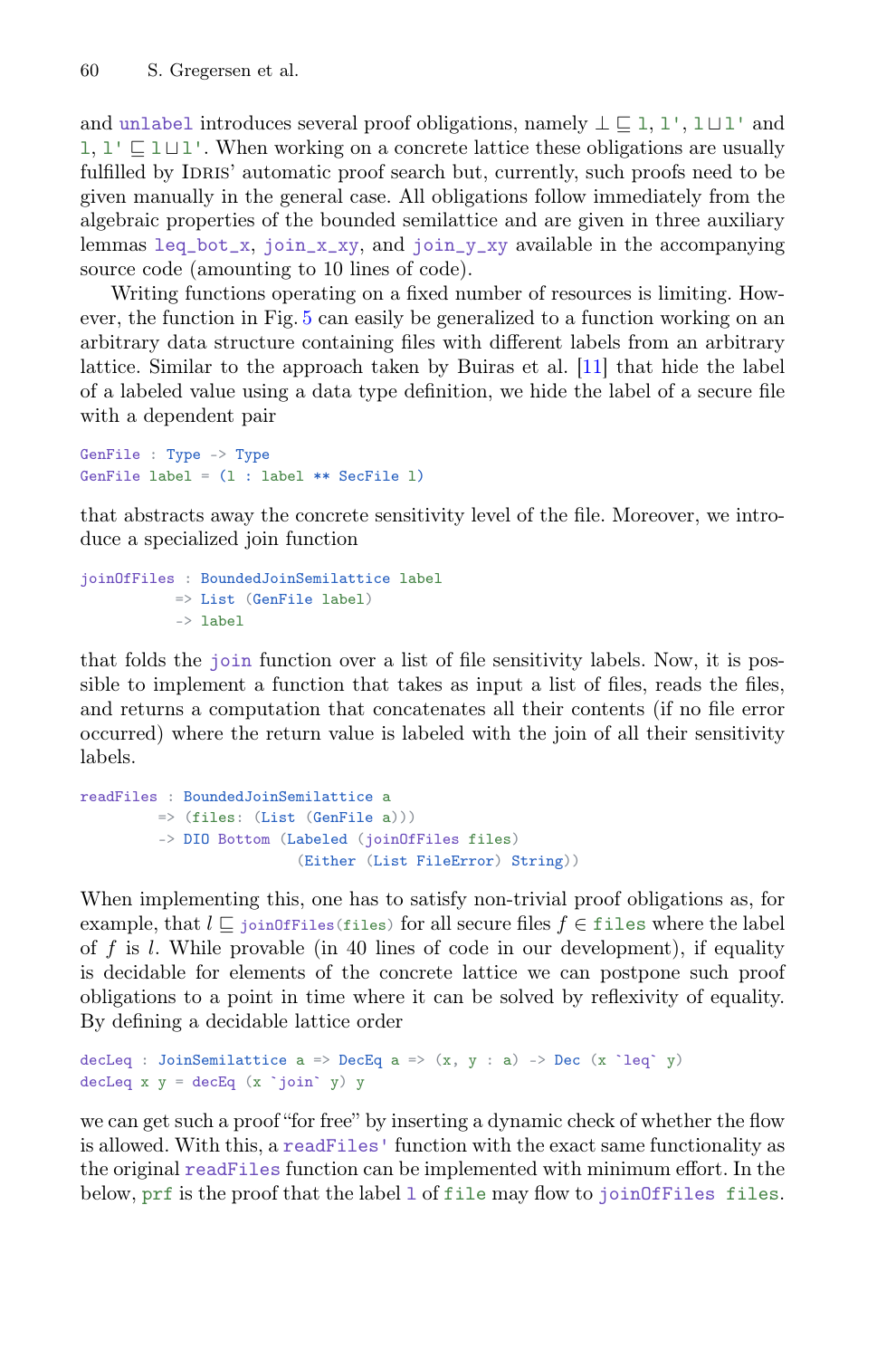and `unlabel` introduces several proof obligations, namely $\bot \sqsubseteq$ `l`, `l'`, `l` $\sqcup$ `l'` and `l`, `l'` $\sqsubseteq$ `l` $\sqcup$ `l'`. When working on a concrete lattice these obligations are usually fulfilled by Idris' automatic proof search but, currently, such proofs need to be given manually in the general case. All obligations follow immediately from the algebraic properties of the bounded semilattice and are given in three auxiliary lemmas `leq_bot_x`, `join_x_xy`, and `join_y_xy` available in the accompanying source code (amounting to 10 lines of code).

Writing functions operating on a fixed number of resources is limiting. However, the function in Fig. 5 can easily be generalized to a function working on an arbitrary data structure containing files with different labels from an arbitrary lattice. Similar to the approach taken by Buiras et al. [11] that hide the label of a labeled value using a data type definition, we hide the label of a secure file with a dependent pair

```
GenFile : Type -> Type
GenFile label = (l : label ** SecFile l)
```

that abstracts away the concrete sensitivity level of the file. Moreover, we introduce a specialized join function

```
joinOfFiles : BoundedJoinSemilattice label
           => List (GenFile label)
           -> label
```

that folds the `join` function over a list of file sensitivity labels. Now, it is possible to implement a function that takes as input a list of files, reads the files, and returns a computation that concatenates all their contents (if no file error occurred) where the return value is labeled with the join of all their sensitivity labels.

```
readFiles : BoundedJoinSemilattice a
         => (files: (List (GenFile a)))
         -> DIO Bottom (Labeled (joinOfFiles files)
                         (Either (List FileError) String))
```

When implementing this, one has to satisfy non-trivial proof obligations as, for example, that $l \sqsubseteq$ `joinOfFiles(files)` for all secure files $f \in$ `files` where the label of $f$ is $l$. While provable (in 40 lines of code in our development), if equality is decidable for elements of the concrete lattice we can postpone such proof obligations to a point in time where it can be solved by reflexivity of equality. By defining a decidable lattice order

```
decLeq : JoinSemilattice a => DecEq a => (x, y : a) -> Dec (x `leq` y)
decLeq x y = decEq (x `join` y) y
```

we can get such a proof "for free" by inserting a dynamic check of whether the flow is allowed. With this, a `readFiles'` function with the exact same functionality as the original `readFiles` function can be implemented with minimum effort. In the below, `prf` is the proof that the label `l` of `file` may flow to `joinOfFiles files`.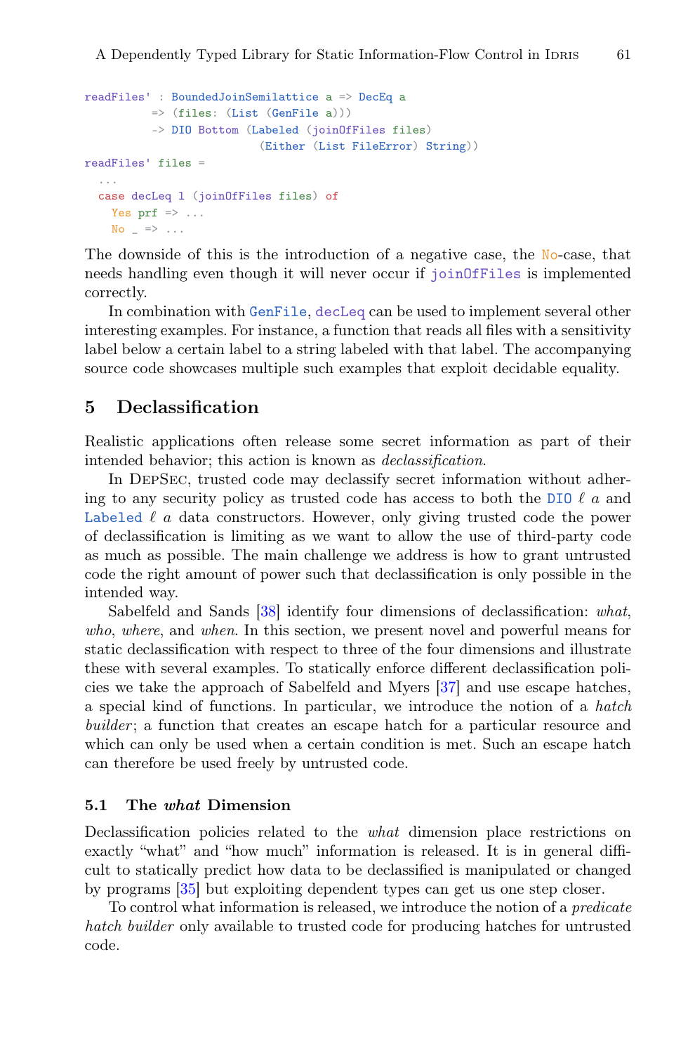```
readFiles' : BoundedJoinSemilattice a => DecEq a
          => (files: (List (GenFile a)))
          -> DIO Bottom (Labeled (joinOfFiles files)
                         (Either (List FileError) String))
readFiles' files =
  ...
  case decLeq l (joinOfFiles files) of
    Yes prf => ...
    No _ => ...
```

The downside of this is the introduction of a negative case, the `No`-case, that needs handling even though it will never occur if `joinOfFiles` is implemented correctly.

In combination with `GenFile`, `decLeq` can be used to implement several other interesting examples. For instance, a function that reads all files with a sensitivity label below a certain label to a string labeled with that label. The accompanying source code showcases multiple such examples that exploit decidable equality.

## 5 Declassification

Realistic applications often release some secret information as part of their intended behavior; this action is known as *declassification*.

In DepSec, trusted code may declassify secret information without adhering to any security policy as trusted code has access to both the `DIO` $\ell$ $a$ and `Labeled` $\ell$ $a$ data constructors. However, only giving trusted code the power of declassification is limiting as we want to allow the use of third-party code as much as possible. The main challenge we address is how to grant untrusted code the right amount of power such that declassification is only possible in the intended way.

Sabelfeld and Sands [38] identify four dimensions of declassification: *what*, *who*, *where*, and *when*. In this section, we present novel and powerful means for static declassification with respect to three of the four dimensions and illustrate these with several examples. To statically enforce different declassification policies we take the approach of Sabelfeld and Myers [37] and use escape hatches, a special kind of functions. In particular, we introduce the notion of a *hatch builder*; a function that creates an escape hatch for a particular resource and which can only be used when a certain condition is met. Such an escape hatch can therefore be used freely by untrusted code.

### 5.1 The *what* Dimension

Declassification policies related to the *what* dimension place restrictions on exactly "what" and "how much" information is released. It is in general difficult to statically predict how data to be declassified is manipulated or changed by programs [35] but exploiting dependent types can get us one step closer.

To control what information is released, we introduce the notion of a *predicate hatch builder* only available to trusted code for producing hatches for untrusted code.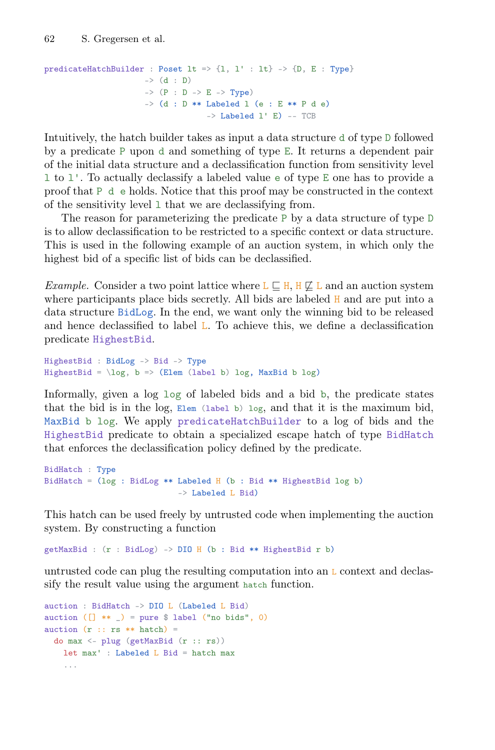```
predicateHatchBuilder : Poset lt => {l, l' : lt} -> {D, E : Type}
                      -> (d : D)
                      -> (P : D -> E -> Type)
                      -> (d : D ** Labeled l (e : E ** P d e)
                                -> Labeled l' E) -- TCB
```

Intuitively, the hatch builder takes as input a data structure `d` of type `D` followed by a predicate `P` upon `d` and something of type `E`. It returns a dependent pair of the initial data structure and a declassification function from sensitivity level `l` to `l'`. To actually declassify a labeled value `e` of type `E` one has to provide a proof that `P d e` holds. Notice that this proof may be constructed in the context of the sensitivity level `l` that we are declassifying from.

The reason for parameterizing the predicate `P` by a data structure of type `D` is to allow declassification to be restricted to a specific context or data structure. This is used in the following example of an auction system, in which only the highest bid of a specific list of bids can be declassified.

*Example.* Consider a two point lattice where `L` $\sqsubseteq$ `H`, `H` $\not\sqsubseteq$ `L` and an auction system where participants place bids secretly. All bids are labeled `H` and are put into a data structure `BidLog`. In the end, we want only the winning bid to be released and hence declassified to label `L`. To achieve this, we define a declassification predicate `HighestBid`.

```
HighestBid : BidLog -> Bid -> Type
HighestBid = \log, b => (Elem (label b) log, MaxBid b log)
```

Informally, given a log `log` of labeled bids and a bid `b`, the predicate states that the bid is in the log, `Elem (label b) log`, and that it is the maximum bid, `MaxBid b log`. We apply `predicateHatchBuilder` to a log of bids and the `HighestBid` predicate to obtain a specialized escape hatch of type `BidHatch` that enforces the declassification policy defined by the predicate.

```
BidHatch : Type
BidHatch = (log : BidLog ** Labeled H (b : Bid ** HighestBid log b)
                         -> Labeled L Bid)
```

This hatch can be used freely by untrusted code when implementing the auction system. By constructing a function

```
getMaxBid : (r : BidLog) -> DIO H (b : Bid ** HighestBid r b)
```

untrusted code can plug the resulting computation into an `L` context and declassify the result value using the argument `hatch` function.

```
auction : BidHatch -> DIO L (Labeled L Bid)
auction ([] ** _) = pure $ label ("no bids", 0)
auction (r :: rs ** hatch) =
  do max <- plug (getMaxBid (r :: rs))
     let max' : Labeled L Bid = hatch max
     ...
```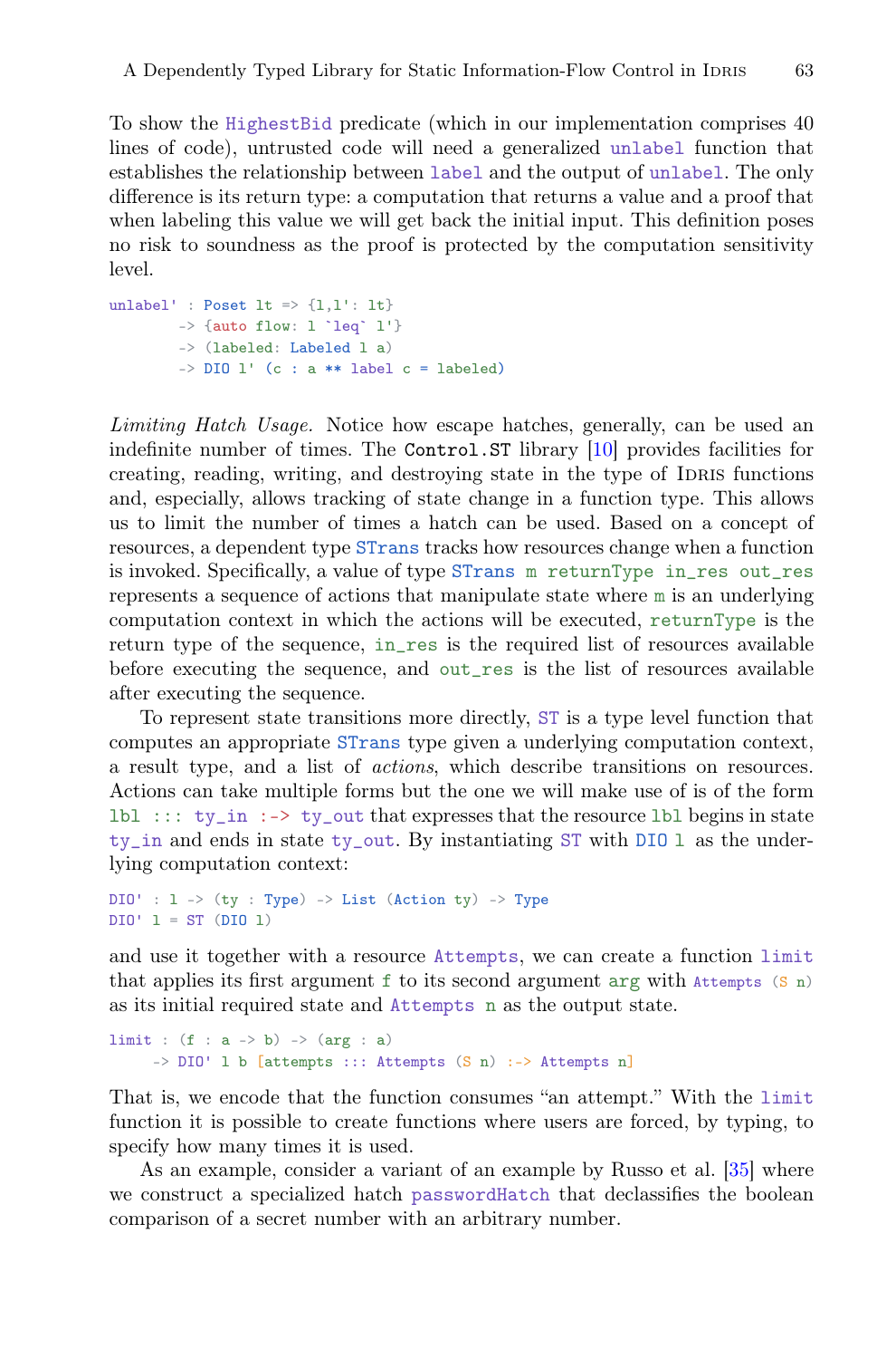To show the HighestBid predicate (which in our implementation comprises 40 lines of code), untrusted code will need a generalized unlabel function that establishes the relationship between label and the output of unlabel. The only difference is its return type: a computation that returns a value and a proof that when labeling this value we will get back the initial input. This definition poses no risk to soundness as the proof is protected by the computation sensitivity level.

```
unlabel' : Poset lt => {l,l': lt}
        -> {auto flow: l `leq` l'}
        -> (labeled: Labeled l a)
        -> DIO l' (c : a ** label c = labeled)
```

*Limiting Hatch Usage.* Notice how escape hatches, generally, can be used an indefinite number of times. The `Control.ST` library [10] provides facilities for creating, reading, writing, and destroying state in the type of Idris functions and, especially, allows tracking of state change in a function type. This allows us to limit the number of times a hatch can be used. Based on a concept of resources, a dependent type STrans tracks how resources change when a function is invoked. Specifically, a value of type STrans m returnType in_res out_res represents a sequence of actions that manipulate state where m is an underlying computation context in which the actions will be executed, returnType is the return type of the sequence, in_res is the required list of resources available before executing the sequence, and out_res is the list of resources available after executing the sequence.

To represent state transitions more directly, ST is a type level function that computes an appropriate STrans type given a underlying computation context, a result type, and a list of *actions*, which describe transitions on resources. Actions can take multiple forms but the one we will make use of is of the form lbl ::: ty_in :-> ty_out that expresses that the resource lbl begins in state ty_in and ends in state ty_out. By instantiating ST with DIO l as the underlying computation context:

```
DIO' : l -> (ty : Type) -> List (Action ty) -> Type
DIO' l = ST (DIO l)
```

and use it together with a resource Attempts, we can create a function limit that applies its first argument f to its second argument arg with Attempts (S n) as its initial required state and Attempts n as the output state.

```
limit : (f : a -> b) -> (arg : a)
     -> DIO' l b [attempts ::: Attempts (S n) :-> Attempts n]
```

That is, we encode that the function consumes "an attempt." With the limit function it is possible to create functions where users are forced, by typing, to specify how many times it is used.

As an example, consider a variant of an example by Russo et al. [35] where we construct a specialized hatch passwordHatch that declassifies the boolean comparison of a secret number with an arbitrary number.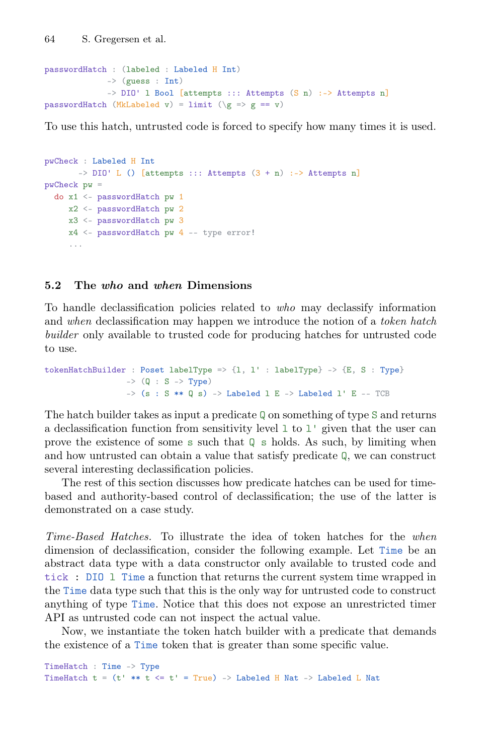```
passwordHatch : (labeled : Labeled H Int)
             -> (guess : Int)
             -> DIO' l Bool [attempts ::: Attempts (S n) :-> Attempts n]
passwordHatch (MkLabeled v) = limit (\g => g == v)
```

To use this hatch, untrusted code is forced to specify how many times it is used.

```
pwCheck : Labeled H Int
       -> DIO' L () [attempts ::: Attempts (3 + n) :-> Attempts n]
pwCheck pw =
  do x1 <- passwordHatch pw 1
     x2 <- passwordHatch pw 2
     x3 <- passwordHatch pw 3
     x4 <- passwordHatch pw 4 -- type error!
     ...
```

### 5.2 The *who* and *when* Dimensions

To handle declassification policies related to *who* may declassify information and *when* declassification may happen we introduce the notion of a *token hatch builder* only available to trusted code for producing hatches for untrusted code to use.

```
tokenHatchBuilder : Poset labelType => {l, l' : labelType} -> {E, S : Type}
                 -> (Q : S -> Type)
                 -> (s : S ** Q s) -> Labeled l E -> Labeled l' E -- TCB
```

The hatch builder takes as input a predicate `Q` on something of type `S` and returns a declassification function from sensitivity level `l` to `l'` given that the user can prove the existence of some `s` such that `Q s` holds. As such, by limiting when and how untrusted can obtain a value that satisfy predicate `Q`, we can construct several interesting declassification policies.

The rest of this section discusses how predicate hatches can be used for time-based and authority-based control of declassification; the use of the latter is demonstrated on a case study.

*Time-Based Hatches.* To illustrate the idea of token hatches for the *when* dimension of declassification, consider the following example. Let `Time` be an abstract data type with a data constructor only available to trusted code and `tick : DIO l Time` a function that returns the current system time wrapped in the `Time` data type such that this is the only way for untrusted code to construct anything of type `Time`. Notice that this does not expose an unrestricted timer API as untrusted code can not inspect the actual value.

Now, we instantiate the token hatch builder with a predicate that demands the existence of a `Time` token that is greater than some specific value.

```
TimeHatch : Time -> Type
TimeHatch t = (t' ** t <= t' = True) -> Labeled H Nat -> Labeled L Nat
```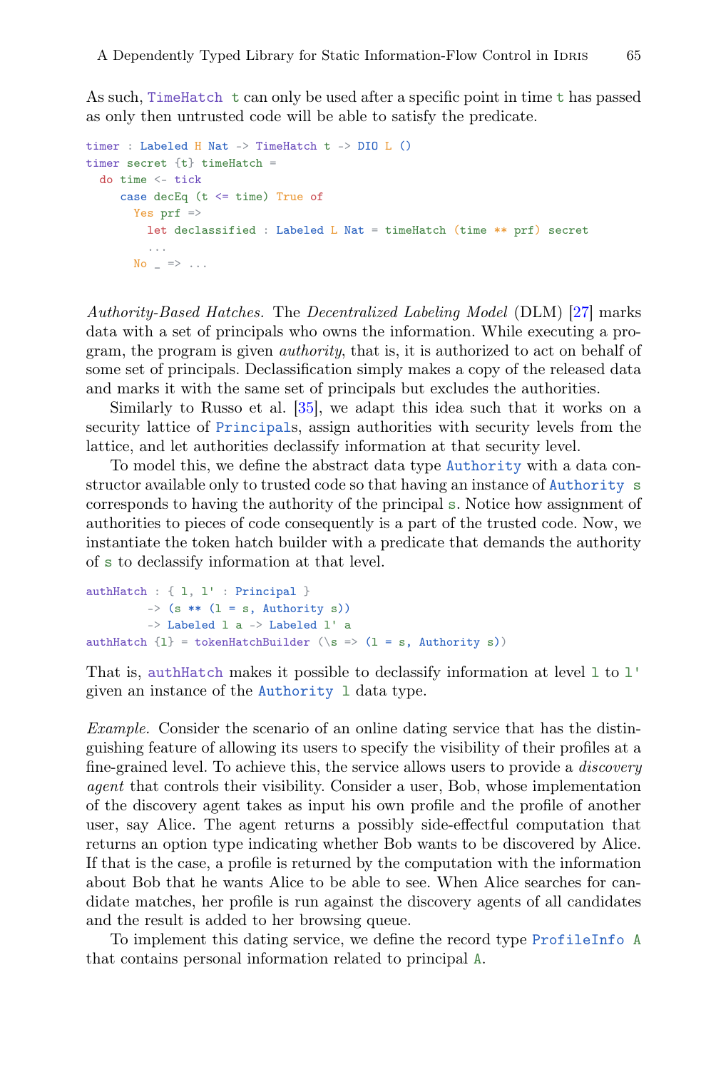As such, `TimeHatch t` can only be used after a specific point in time `t` has passed as only then untrusted code will be able to satisfy the predicate.

```
timer : Labeled H Nat -> TimeHatch t -> DIO L ()
timer secret {t} timeHatch =
  do time <- tick
     case decEq (t <= time) True of
       Yes prf =>
         let declassified : Labeled L Nat = timeHatch (time ** prf) secret
         ...
       No _ => ...
```

*Authority-Based Hatches.* The *Decentralized Labeling Model* (DLM) [27] marks data with a set of principals who owns the information. While executing a program, the program is given *authority*, that is, it is authorized to act on behalf of some set of principals. Declassification simply makes a copy of the released data and marks it with the same set of principals but excludes the authorities.

Similarly to Russo et al. [35], we adapt this idea such that it works on a security lattice of `Principal`s, assign authorities with security levels from the lattice, and let authorities declassify information at that security level.

To model this, we define the abstract data type `Authority` with a data constructor available only to trusted code so that having an instance of `Authority s` corresponds to having the authority of the principal `s`. Notice how assignment of authorities to pieces of code consequently is a part of the trusted code. Now, we instantiate the token hatch builder with a predicate that demands the authority of `s` to declassify information at that level.

```
authHatch : { l, l' : Principal }
        -> (s ** (l = s, Authority s))
        -> Labeled l a -> Labeled l' a
authHatch {l} = tokenHatchBuilder (\s => (l = s, Authority s))
```

That is, `authHatch` makes it possible to declassify information at level `l` to `l'` given an instance of the `Authority l` data type.

*Example.* Consider the scenario of an online dating service that has the distinguishing feature of allowing its users to specify the visibility of their profiles at a fine-grained level. To achieve this, the service allows users to provide a *discovery agent* that controls their visibility. Consider a user, Bob, whose implementation of the discovery agent takes as input his own profile and the profile of another user, say Alice. The agent returns a possibly side-effectful computation that returns an option type indicating whether Bob wants to be discovered by Alice. If that is the case, a profile is returned by the computation with the information about Bob that he wants Alice to be able to see. When Alice searches for candidate matches, her profile is run against the discovery agents of all candidates and the result is added to her browsing queue.

To implement this dating service, we define the record type `ProfileInfo A` that contains personal information related to principal `A`.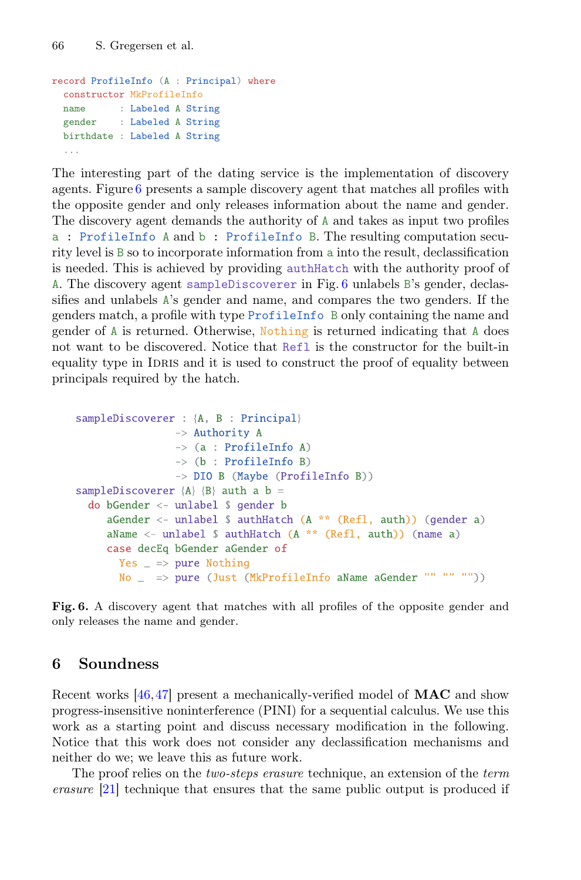```
record ProfileInfo (A : Principal) where
  constructor MkProfileInfo
  name      : Labeled A String
  gender    : Labeled A String
  birthdate : Labeled A String
  ...
```

The interesting part of the dating service is the implementation of discovery agents. Figure 6 presents a sample discovery agent that matches all profiles with the opposite gender and only releases information about the name and gender. The discovery agent demands the authority of `A` and takes as input two profiles `a : ProfileInfo A` and `b : ProfileInfo B`. The resulting computation security level is `B` so to incorporate information from `a` into the result, declassification is needed. This is achieved by providing `authHatch` with the authority proof of `A`. The discovery agent `sampleDiscoverer` in Fig. 6 unlabels `B`'s gender, declassifies and unlabels `A`'s gender and name, and compares the two genders. If the genders match, a profile with type `ProfileInfo B` only containing the name and gender of `A` is returned. Otherwise, `Nothing` is returned indicating that `A` does not want to be discovered. Notice that `Refl` is the constructor for the built-in equality type in Idris and it is used to construct the proof of equality between principals required by the hatch.

```
sampleDiscoverer : {A, B : Principal}
                -> Authority A
                -> (a : ProfileInfo A)
                -> (b : ProfileInfo B)
                -> DIO B (Maybe (ProfileInfo B))
sampleDiscoverer {A} {B} auth a b =
  do bGender <- unlabel $ gender b
     aGender <- unlabel $ authHatch (A ** (Refl, auth)) (gender a)
     aName <- unlabel $ authHatch (A ** (Refl, auth)) (name a)
     case decEq bGender aGender of
       Yes _ => pure Nothing
       No _  => pure (Just (MkProfileInfo aName aGender "" "" ""))
```

**Fig. 6.** A discovery agent that matches with all profiles of the opposite gender and only releases the name and gender.

## 6 Soundness

Recent works [46,47] present a mechanically-verified model of **MAC** and show progress-insensitive noninterference (PINI) for a sequential calculus. We use this work as a starting point and discuss necessary modification in the following. Notice that this work does not consider any declassification mechanisms and neither do we; we leave this as future work.

The proof relies on the *two-steps erasure* technique, an extension of the *term erasure* [21] technique that ensures that the same public output is produced if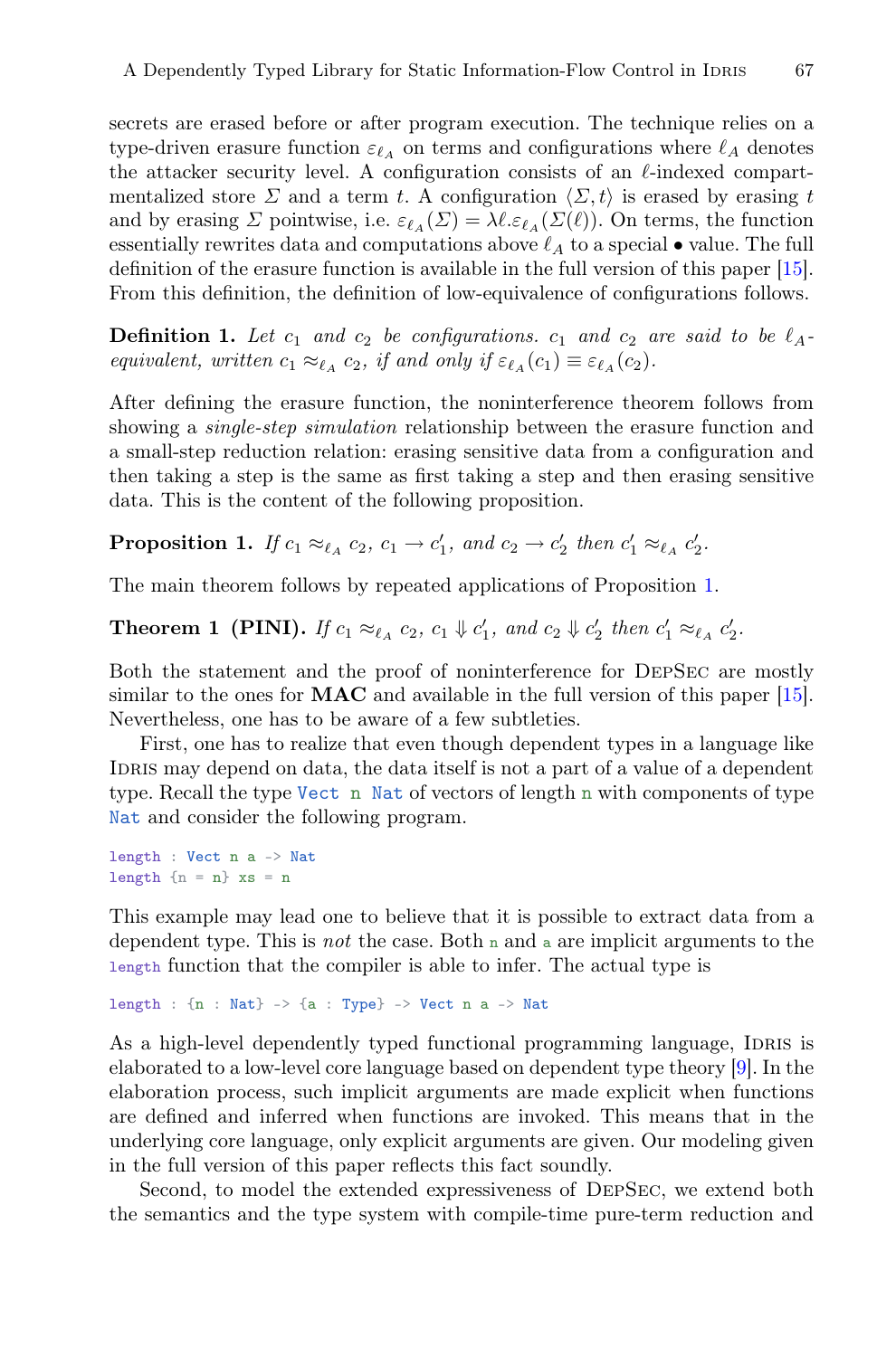secrets are erased before or after program execution. The technique relies on a type-driven erasure function $\varepsilon_{\ell_A}$ on terms and configurations where $\ell_A$ denotes the attacker security level. A configuration consists of an $\ell$-indexed compartmentalized store $\Sigma$ and a term $t$. A configuration $\langle \Sigma, t \rangle$ is erased by erasing $t$ and by erasing $\Sigma$ pointwise, i.e. $\varepsilon_{\ell_A}(\Sigma) = \lambda \ell . \varepsilon_{\ell_A}(\Sigma(\ell))$. On terms, the function essentially rewrites data and computations above $\ell_A$ to a special $\bullet$ value. The full definition of the erasure function is available in the full version of this paper [15]. From this definition, the definition of low-equivalence of configurations follows.

**Definition 1.** *Let $c_1$ and $c_2$ be configurations. $c_1$ and $c_2$ are said to be $\ell_A$-equivalent, written $c_1 \approx_{\ell_A} c_2$, if and only if $\varepsilon_{\ell_A}(c_1) \equiv \varepsilon_{\ell_A}(c_2)$.*

After defining the erasure function, the noninterference theorem follows from showing a *single-step simulation* relationship between the erasure function and a small-step reduction relation: erasing sensitive data from a configuration and then taking a step is the same as first taking a step and then erasing sensitive data. This is the content of the following proposition.

**Proposition 1.** *If $c_1 \approx_{\ell_A} c_2$, $c_1 \to c_1'$, and $c_2 \to c_2'$ then $c_1' \approx_{\ell_A} c_2'$.*

The main theorem follows by repeated applications of Proposition 1.

**Theorem 1 (PINI).** *If $c_1 \approx_{\ell_A} c_2$, $c_1 \Downarrow c_1'$, and $c_2 \Downarrow c_2'$ then $c_1' \approx_{\ell_A} c_2'$.*

Both the statement and the proof of noninterference for DepSec are mostly similar to the ones for **MAC** and available in the full version of this paper [15]. Nevertheless, one has to be aware of a few subtleties.

First, one has to realize that even though dependent types in a language like Idris may depend on data, the data itself is not a part of a value of a dependent type. Recall the type `Vect n Nat` of vectors of length `n` with components of type `Nat` and consider the following program.

```
length : Vect n a -> Nat
length {n = n} xs = n
```

This example may lead one to believe that it is possible to extract data from a dependent type. This is *not* the case. Both `n` and `a` are implicit arguments to the `length` function that the compiler is able to infer. The actual type is

```
length : {n : Nat} -> {a : Type} -> Vect n a -> Nat
```

As a high-level dependently typed functional programming language, Idris is elaborated to a low-level core language based on dependent type theory [9]. In the elaboration process, such implicit arguments are made explicit when functions are defined and inferred when functions are invoked. This means that in the underlying core language, only explicit arguments are given. Our modeling given in the full version of this paper reflects this fact soundly.

Second, to model the extended expressiveness of DepSec, we extend both the semantics and the type system with compile-time pure-term reduction and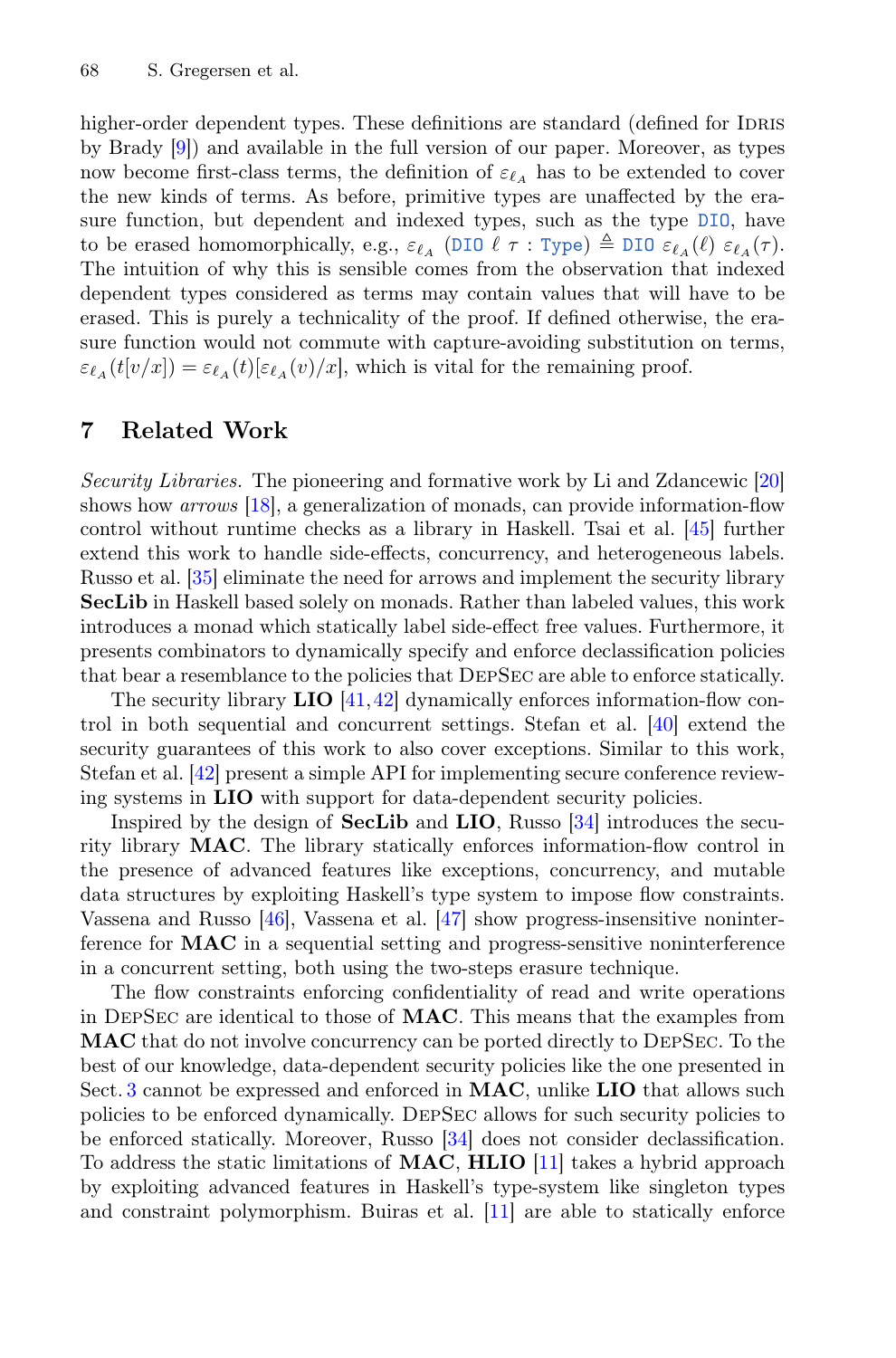higher-order dependent types. These definitions are standard (defined for Idris by Brady [9]) and available in the full version of our paper. Moreover, as types now become first-class terms, the definition of $\varepsilon_{\ell_A}$ has to be extended to cover the new kinds of terms. As before, primitive types are unaffected by the erasure function, but dependent and indexed types, such as the type DIO, have to be erased homomorphically, e.g., $\varepsilon_{\ell_A}$ (DIO $\ell$ $\tau$ : Type) $\triangleq$ DIO $\varepsilon_{\ell_A}(\ell)$ $\varepsilon_{\ell_A}(\tau)$. The intuition of why this is sensible comes from the observation that indexed dependent types considered as terms may contain values that will have to be erased. This is purely a technicality of the proof. If defined otherwise, the erasure function would not commute with capture-avoiding substitution on terms, $\varepsilon_{\ell_A}(t[v/x]) = \varepsilon_{\ell_A}(t)[\varepsilon_{\ell_A}(v)/x]$, which is vital for the remaining proof.

## 7 Related Work

*Security Libraries.* The pioneering and formative work by Li and Zdancewic [20] shows how *arrows* [18], a generalization of monads, can provide information-flow control without runtime checks as a library in Haskell. Tsai et al. [45] further extend this work to handle side-effects, concurrency, and heterogeneous labels. Russo et al. [35] eliminate the need for arrows and implement the security library **SecLib** in Haskell based solely on monads. Rather than labeled values, this work introduces a monad which statically label side-effect free values. Furthermore, it presents combinators to dynamically specify and enforce declassification policies that bear a resemblance to the policies that DepSec are able to enforce statically.

The security library **LIO** [41,42] dynamically enforces information-flow control in both sequential and concurrent settings. Stefan et al. [40] extend the security guarantees of this work to also cover exceptions. Similar to this work, Stefan et al. [42] present a simple API for implementing secure conference reviewing systems in **LIO** with support for data-dependent security policies.

Inspired by the design of **SecLib** and **LIO**, Russo [34] introduces the security library **MAC**. The library statically enforces information-flow control in the presence of advanced features like exceptions, concurrency, and mutable data structures by exploiting Haskell's type system to impose flow constraints. Vassena and Russo [46], Vassena et al. [47] show progress-insensitive noninterference for **MAC** in a sequential setting and progress-sensitive noninterference in a concurrent setting, both using the two-steps erasure technique.

The flow constraints enforcing confidentiality of read and write operations in DepSec are identical to those of **MAC**. This means that the examples from **MAC** that do not involve concurrency can be ported directly to DepSec. To the best of our knowledge, data-dependent security policies like the one presented in Sect. 3 cannot be expressed and enforced in **MAC**, unlike **LIO** that allows such policies to be enforced dynamically. DepSec allows for such security policies to be enforced statically. Moreover, Russo [34] does not consider declassification. To address the static limitations of **MAC**, **HLIO** [11] takes a hybrid approach by exploiting advanced features in Haskell's type-system like singleton types and constraint polymorphism. Buiras et al. [11] are able to statically enforce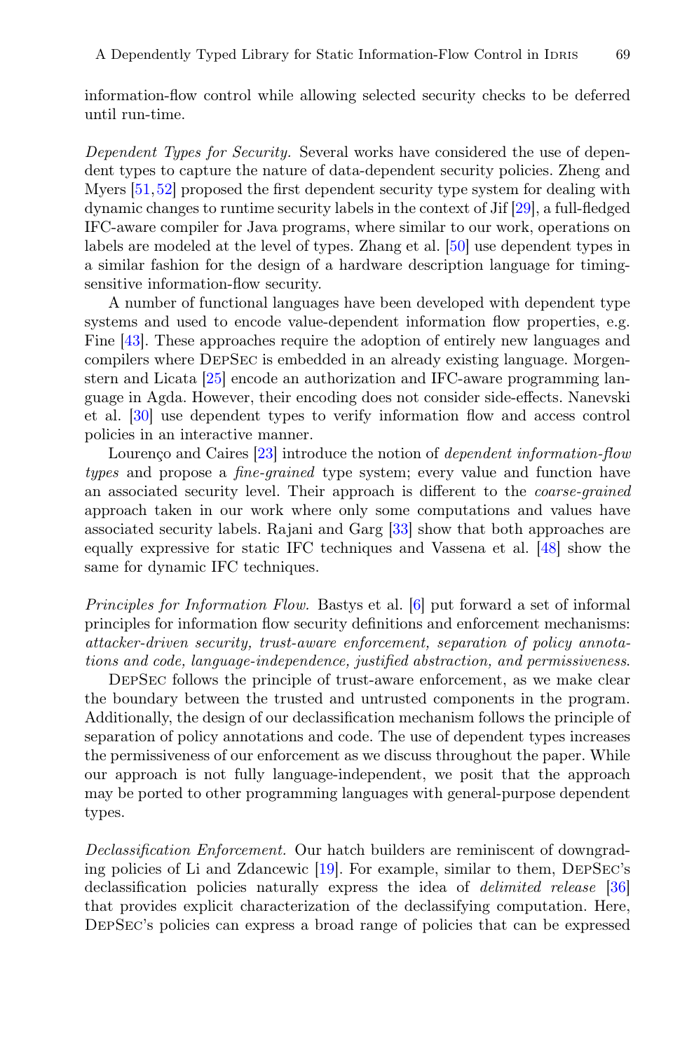information-flow control while allowing selected security checks to be deferred until run-time.

*Dependent Types for Security.* Several works have considered the use of dependent types to capture the nature of data-dependent security policies. Zheng and Myers [51,52] proposed the first dependent security type system for dealing with dynamic changes to runtime security labels in the context of Jif [29], a full-fledged IFC-aware compiler for Java programs, where similar to our work, operations on labels are modeled at the level of types. Zhang et al. [50] use dependent types in a similar fashion for the design of a hardware description language for timing-sensitive information-flow security.

A number of functional languages have been developed with dependent type systems and used to encode value-dependent information flow properties, e.g. Fine [43]. These approaches require the adoption of entirely new languages and compilers where DepSec is embedded in an already existing language. Morgenstern and Licata [25] encode an authorization and IFC-aware programming language in Agda. However, their encoding does not consider side-effects. Nanevski et al. [30] use dependent types to verify information flow and access control policies in an interactive manner.

Lourenço and Caires [23] introduce the notion of *dependent information-flow types* and propose a *fine-grained* type system; every value and function have an associated security level. Their approach is different to the *coarse-grained* approach taken in our work where only some computations and values have associated security labels. Rajani and Garg [33] show that both approaches are equally expressive for static IFC techniques and Vassena et al. [48] show the same for dynamic IFC techniques.

*Principles for Information Flow.* Bastys et al. [6] put forward a set of informal principles for information flow security definitions and enforcement mechanisms: *attacker-driven security, trust-aware enforcement, separation of policy annotations and code, language-independence, justified abstraction, and permissiveness.*

DepSec follows the principle of trust-aware enforcement, as we make clear the boundary between the trusted and untrusted components in the program. Additionally, the design of our declassification mechanism follows the principle of separation of policy annotations and code. The use of dependent types increases the permissiveness of our enforcement as we discuss throughout the paper. While our approach is not fully language-independent, we posit that the approach may be ported to other programming languages with general-purpose dependent types.

*Declassification Enforcement.* Our hatch builders are reminiscent of downgrading policies of Li and Zdancewic [19]. For example, similar to them, DepSec's declassification policies naturally express the idea of *delimited release* [36] that provides explicit characterization of the declassifying computation. Here, DepSec's policies can express a broad range of policies that can be expressed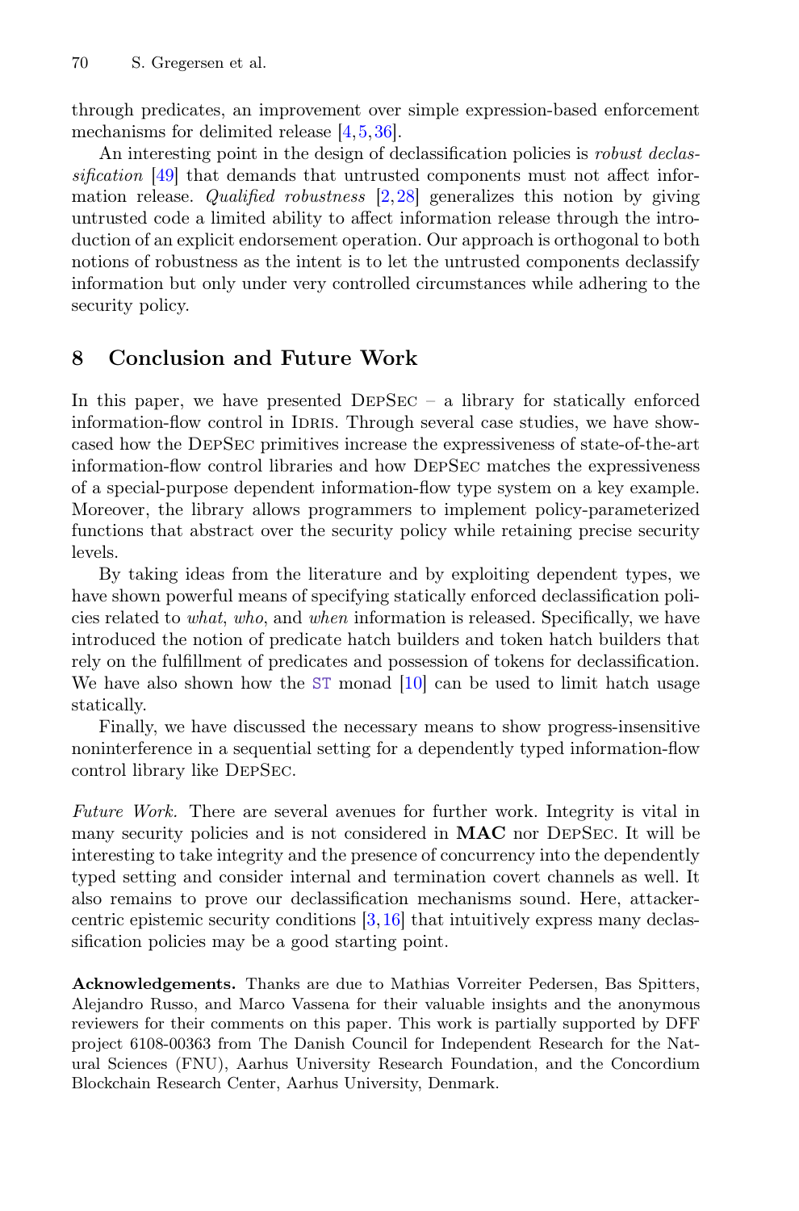through predicates, an improvement over simple expression-based enforcement mechanisms for delimited release [4,5,36].

An interesting point in the design of declassification policies is *robust declassification* [49] that demands that untrusted components must not affect information release. *Qualified robustness* [2,28] generalizes this notion by giving untrusted code a limited ability to affect information release through the introduction of an explicit endorsement operation. Our approach is orthogonal to both notions of robustness as the intent is to let the untrusted components declassify information but only under very controlled circumstances while adhering to the security policy.

## 8 Conclusion and Future Work

In this paper, we have presented DepSec – a library for statically enforced information-flow control in Idris. Through several case studies, we have showcased how the DepSec primitives increase the expressiveness of state-of-the-art information-flow control libraries and how DepSec matches the expressiveness of a special-purpose dependent information-flow type system on a key example. Moreover, the library allows programmers to implement policy-parameterized functions that abstract over the security policy while retaining precise security levels.

By taking ideas from the literature and by exploiting dependent types, we have shown powerful means of specifying statically enforced declassification policies related to *what*, *who*, and *when* information is released. Specifically, we have introduced the notion of predicate hatch builders and token hatch builders that rely on the fulfillment of predicates and possession of tokens for declassification. We have also shown how the `ST` monad [10] can be used to limit hatch usage statically.

Finally, we have discussed the necessary means to show progress-insensitive noninterference in a sequential setting for a dependently typed information-flow control library like DepSec.

*Future Work.* There are several avenues for further work. Integrity is vital in many security policies and is not considered in **MAC** nor DepSec. It will be interesting to take integrity and the presence of concurrency into the dependently typed setting and consider internal and termination covert channels as well. It also remains to prove our declassification mechanisms sound. Here, attacker-centric epistemic security conditions [3,16] that intuitively express many declassification policies may be a good starting point.

**Acknowledgements.** Thanks are due to Mathias Vorreiter Pedersen, Bas Spitters, Alejandro Russo, and Marco Vassena for their valuable insights and the anonymous reviewers for their comments on this paper. This work is partially supported by DFF project 6108-00363 from The Danish Council for Independent Research for the Natural Sciences (FNU), Aarhus University Research Foundation, and the Concordium Blockchain Research Center, Aarhus University, Denmark.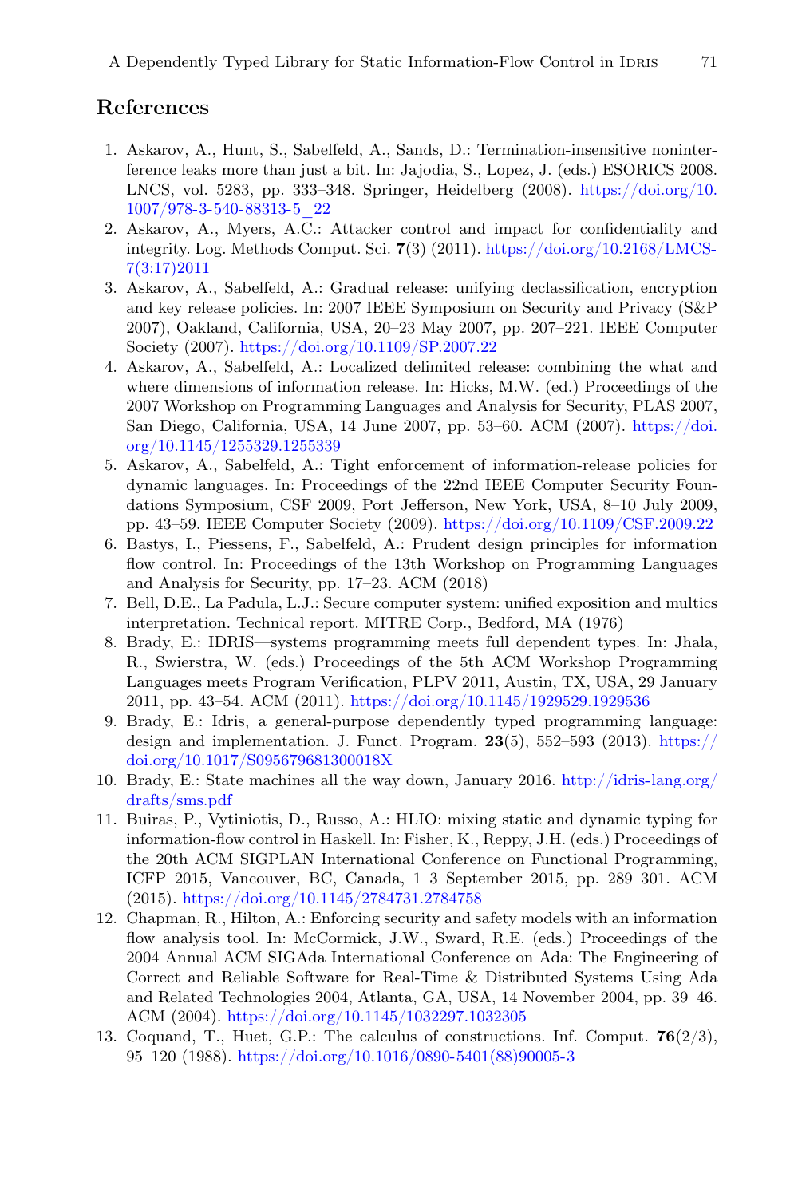## References

1. Askarov, A., Hunt, S., Sabelfeld, A., Sands, D.: Termination-insensitive noninterference leaks more than just a bit. In: Jajodia, S., Lopez, J. (eds.) ESORICS 2008. LNCS, vol. 5283, pp. 333–348. Springer, Heidelberg (2008). https://doi.org/10.1007/978-3-540-88313-5_22
2. Askarov, A., Myers, A.C.: Attacker control and impact for confidentiality and integrity. Log. Methods Comput. Sci. **7**(3) (2011). https://doi.org/10.2168/LMCS-7(3:17)2011
3. Askarov, A., Sabelfeld, A.: Gradual release: unifying declassification, encryption and key release policies. In: 2007 IEEE Symposium on Security and Privacy (S&P 2007), Oakland, California, USA, 20–23 May 2007, pp. 207–221. IEEE Computer Society (2007). https://doi.org/10.1109/SP.2007.22
4. Askarov, A., Sabelfeld, A.: Localized delimited release: combining the what and where dimensions of information release. In: Hicks, M.W. (ed.) Proceedings of the 2007 Workshop on Programming Languages and Analysis for Security, PLAS 2007, San Diego, California, USA, 14 June 2007, pp. 53–60. ACM (2007). https://doi.org/10.1145/1255329.1255339
5. Askarov, A., Sabelfeld, A.: Tight enforcement of information-release policies for dynamic languages. In: Proceedings of the 22nd IEEE Computer Security Foundations Symposium, CSF 2009, Port Jefferson, New York, USA, 8–10 July 2009, pp. 43–59. IEEE Computer Society (2009). https://doi.org/10.1109/CSF.2009.22
6. Bastys, I., Piessens, F., Sabelfeld, A.: Prudent design principles for information flow control. In: Proceedings of the 13th Workshop on Programming Languages and Analysis for Security, pp. 17–23. ACM (2018)
7. Bell, D.E., La Padula, L.J.: Secure computer system: unified exposition and multics interpretation. Technical report. MITRE Corp., Bedford, MA (1976)
8. Brady, E.: IDRIS—systems programming meets full dependent types. In: Jhala, R., Swierstra, W. (eds.) Proceedings of the 5th ACM Workshop Programming Languages meets Program Verification, PLPV 2011, Austin, TX, USA, 29 January 2011, pp. 43–54. ACM (2011). https://doi.org/10.1145/1929529.1929536
9. Brady, E.: Idris, a general-purpose dependently typed programming language: design and implementation. J. Funct. Program. **23**(5), 552–593 (2013). https://doi.org/10.1017/S095679681300018X
10. Brady, E.: State machines all the way down, January 2016. http://idris-lang.org/drafts/sms.pdf
11. Buiras, P., Vytiniotis, D., Russo, A.: HLIO: mixing static and dynamic typing for information-flow control in Haskell. In: Fisher, K., Reppy, J.H. (eds.) Proceedings of the 20th ACM SIGPLAN International Conference on Functional Programming, ICFP 2015, Vancouver, BC, Canada, 1–3 September 2015, pp. 289–301. ACM (2015). https://doi.org/10.1145/2784731.2784758
12. Chapman, R., Hilton, A.: Enforcing security and safety models with an information flow analysis tool. In: McCormick, J.W., Sward, R.E. (eds.) Proceedings of the 2004 Annual ACM SIGAda International Conference on Ada: The Engineering of Correct and Reliable Software for Real-Time & Distributed Systems Using Ada and Related Technologies 2004, Atlanta, GA, USA, 14 November 2004, pp. 39–46. ACM (2004). https://doi.org/10.1145/1032297.1032305
13. Coquand, T., Huet, G.P.: The calculus of constructions. Inf. Comput. **76**(2/3), 95–120 (1988). https://doi.org/10.1016/0890-5401(88)90005-3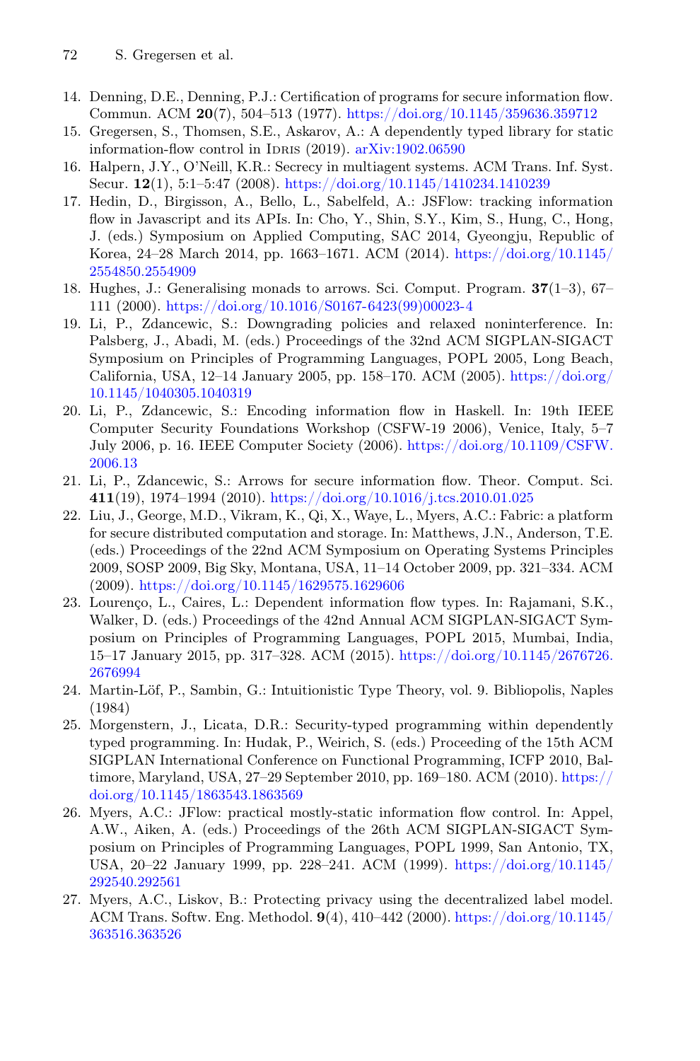14. Denning, D.E., Denning, P.J.: Certification of programs for secure information flow. Commun. ACM **20**(7), 504–513 (1977). https://doi.org/10.1145/359636.359712
15. Gregersen, S., Thomsen, S.E., Askarov, A.: A dependently typed library for static information-flow control in Idris (2019). arXiv:1902.06590
16. Halpern, J.Y., O'Neill, K.R.: Secrecy in multiagent systems. ACM Trans. Inf. Syst. Secur. **12**(1), 5:1–5:47 (2008). https://doi.org/10.1145/1410234.1410239
17. Hedin, D., Birgisson, A., Bello, L., Sabelfeld, A.: JSFlow: tracking information flow in Javascript and its APIs. In: Cho, Y., Shin, S.Y., Kim, S., Hung, C., Hong, J. (eds.) Symposium on Applied Computing, SAC 2014, Gyeongju, Republic of Korea, 24–28 March 2014, pp. 1663–1671. ACM (2014). https://doi.org/10.1145/2554850.2554909
18. Hughes, J.: Generalising monads to arrows. Sci. Comput. Program. **37**(1–3), 67–111 (2000). https://doi.org/10.1016/S0167-6423(99)00023-4
19. Li, P., Zdancewic, S.: Downgrading policies and relaxed noninterference. In: Palsberg, J., Abadi, M. (eds.) Proceedings of the 32nd ACM SIGPLAN-SIGACT Symposium on Principles of Programming Languages, POPL 2005, Long Beach, California, USA, 12–14 January 2005, pp. 158–170. ACM (2005). https://doi.org/10.1145/1040305.1040319
20. Li, P., Zdancewic, S.: Encoding information flow in Haskell. In: 19th IEEE Computer Security Foundations Workshop (CSFW-19 2006), Venice, Italy, 5–7 July 2006, p. 16. IEEE Computer Society (2006). https://doi.org/10.1109/CSFW.2006.13
21. Li, P., Zdancewic, S.: Arrows for secure information flow. Theor. Comput. Sci. **411**(19), 1974–1994 (2010). https://doi.org/10.1016/j.tcs.2010.01.025
22. Liu, J., George, M.D., Vikram, K., Qi, X., Waye, L., Myers, A.C.: Fabric: a platform for secure distributed computation and storage. In: Matthews, J.N., Anderson, T.E. (eds.) Proceedings of the 22nd ACM Symposium on Operating Systems Principles 2009, SOSP 2009, Big Sky, Montana, USA, 11–14 October 2009, pp. 321–334. ACM (2009). https://doi.org/10.1145/1629575.1629606
23. Lourenço, L., Caires, L.: Dependent information flow types. In: Rajamani, S.K., Walker, D. (eds.) Proceedings of the 42nd Annual ACM SIGPLAN-SIGACT Symposium on Principles of Programming Languages, POPL 2015, Mumbai, India, 15–17 January 2015, pp. 317–328. ACM (2015). https://doi.org/10.1145/2676726.2676994
24. Martin-Löf, P., Sambin, G.: Intuitionistic Type Theory, vol. 9. Bibliopolis, Naples (1984)
25. Morgenstern, J., Licata, D.R.: Security-typed programming within dependently typed programming. In: Hudak, P., Weirich, S. (eds.) Proceeding of the 15th ACM SIGPLAN International Conference on Functional Programming, ICFP 2010, Baltimore, Maryland, USA, 27–29 September 2010, pp. 169–180. ACM (2010). https://doi.org/10.1145/1863543.1863569
26. Myers, A.C.: JFlow: practical mostly-static information flow control. In: Appel, A.W., Aiken, A. (eds.) Proceedings of the 26th ACM SIGPLAN-SIGACT Symposium on Principles of Programming Languages, POPL 1999, San Antonio, TX, USA, 20–22 January 1999, pp. 228–241. ACM (1999). https://doi.org/10.1145/292540.292561
27. Myers, A.C., Liskov, B.: Protecting privacy using the decentralized label model. ACM Trans. Softw. Eng. Methodol. **9**(4), 410–442 (2000). https://doi.org/10.1145/363516.363526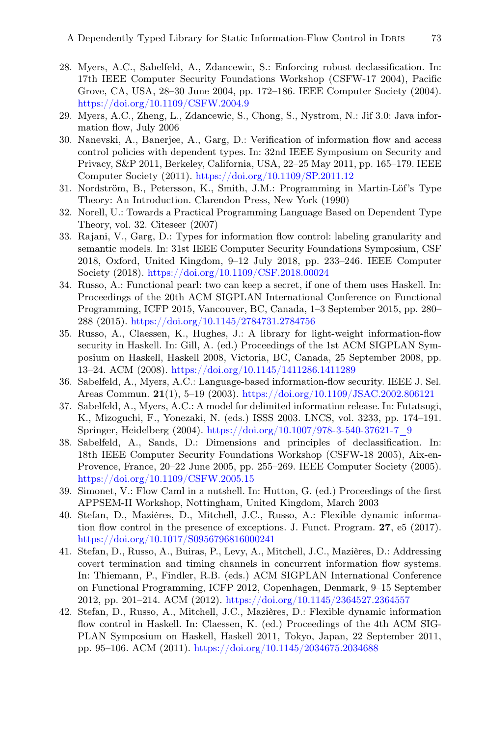28. Myers, A.C., Sabelfeld, A., Zdancewic, S.: Enforcing robust declassification. In: 17th IEEE Computer Security Foundations Workshop (CSFW-17 2004), Pacific Grove, CA, USA, 28–30 June 2004, pp. 172–186. IEEE Computer Society (2004). https://doi.org/10.1109/CSFW.2004.9
29. Myers, A.C., Zheng, L., Zdancewic, S., Chong, S., Nystrom, N.: Jif 3.0: Java information flow, July 2006
30. Nanevski, A., Banerjee, A., Garg, D.: Verification of information flow and access control policies with dependent types. In: 32nd IEEE Symposium on Security and Privacy, S&P 2011, Berkeley, California, USA, 22–25 May 2011, pp. 165–179. IEEE Computer Society (2011). https://doi.org/10.1109/SP.2011.12
31. Nordström, B., Petersson, K., Smith, J.M.: Programming in Martin-Löf's Type Theory: An Introduction. Clarendon Press, New York (1990)
32. Norell, U.: Towards a Practical Programming Language Based on Dependent Type Theory, vol. 32. Citeseer (2007)
33. Rajani, V., Garg, D.: Types for information flow control: labeling granularity and semantic models. In: 31st IEEE Computer Security Foundations Symposium, CSF 2018, Oxford, United Kingdom, 9–12 July 2018, pp. 233–246. IEEE Computer Society (2018). https://doi.org/10.1109/CSF.2018.00024
34. Russo, A.: Functional pearl: two can keep a secret, if one of them uses Haskell. In: Proceedings of the 20th ACM SIGPLAN International Conference on Functional Programming, ICFP 2015, Vancouver, BC, Canada, 1–3 September 2015, pp. 280–288 (2015). https://doi.org/10.1145/2784731.2784756
35. Russo, A., Claessen, K., Hughes, J.: A library for light-weight information-flow security in Haskell. In: Gill, A. (ed.) Proceedings of the 1st ACM SIGPLAN Symposium on Haskell, Haskell 2008, Victoria, BC, Canada, 25 September 2008, pp. 13–24. ACM (2008). https://doi.org/10.1145/1411286.1411289
36. Sabelfeld, A., Myers, A.C.: Language-based information-flow security. IEEE J. Sel. Areas Commun. **21**(1), 5–19 (2003). https://doi.org/10.1109/JSAC.2002.806121
37. Sabelfeld, A., Myers, A.C.: A model for delimited information release. In: Futatsugi, K., Mizoguchi, F., Yonezaki, N. (eds.) ISSS 2003. LNCS, vol. 3233, pp. 174–191. Springer, Heidelberg (2004). https://doi.org/10.1007/978-3-540-37621-7_9
38. Sabelfeld, A., Sands, D.: Dimensions and principles of declassification. In: 18th IEEE Computer Security Foundations Workshop (CSFW-18 2005), Aix-en-Provence, France, 20–22 June 2005, pp. 255–269. IEEE Computer Society (2005). https://doi.org/10.1109/CSFW.2005.15
39. Simonet, V.: Flow Caml in a nutshell. In: Hutton, G. (ed.) Proceedings of the first APPSEM-II Workshop, Nottingham, United Kingdom, March 2003
40. Stefan, D., Mazières, D., Mitchell, J.C., Russo, A.: Flexible dynamic information flow control in the presence of exceptions. J. Funct. Program. **27**, e5 (2017). https://doi.org/10.1017/S0956796816000241
41. Stefan, D., Russo, A., Buiras, P., Levy, A., Mitchell, J.C., Mazières, D.: Addressing covert termination and timing channels in concurrent information flow systems. In: Thiemann, P., Findler, R.B. (eds.) ACM SIGPLAN International Conference on Functional Programming, ICFP 2012, Copenhagen, Denmark, 9–15 September 2012, pp. 201–214. ACM (2012). https://doi.org/10.1145/2364527.2364557
42. Stefan, D., Russo, A., Mitchell, J.C., Mazières, D.: Flexible dynamic information flow control in Haskell. In: Claessen, K. (ed.) Proceedings of the 4th ACM SIGPLAN Symposium on Haskell, Haskell 2011, Tokyo, Japan, 22 September 2011, pp. 95–106. ACM (2011). https://doi.org/10.1145/2034675.2034688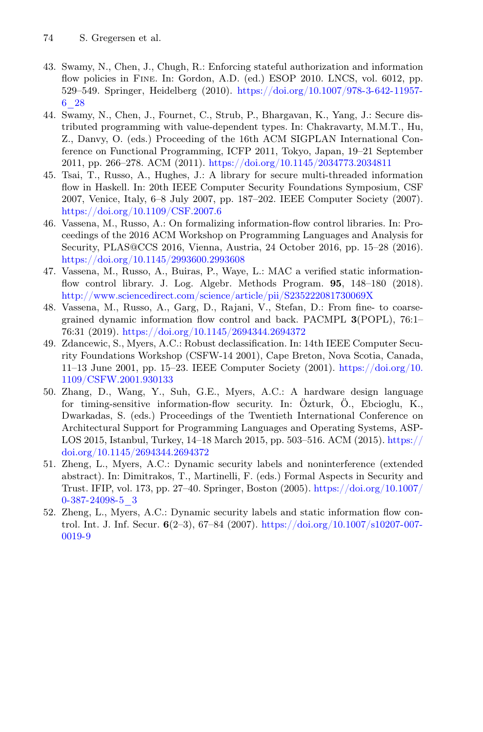43. Swamy, N., Chen, J., Chugh, R.: Enforcing stateful authorization and information flow policies in Fine. In: Gordon, A.D. (ed.) ESOP 2010. LNCS, vol. 6012, pp. 529–549. Springer, Heidelberg (2010). https://doi.org/10.1007/978-3-642-11957-6_28
44. Swamy, N., Chen, J., Fournet, C., Strub, P., Bhargavan, K., Yang, J.: Secure distributed programming with value-dependent types. In: Chakravarty, M.M.T., Hu, Z., Danvy, O. (eds.) Proceeding of the 16th ACM SIGPLAN International Conference on Functional Programming, ICFP 2011, Tokyo, Japan, 19–21 September 2011, pp. 266–278. ACM (2011). https://doi.org/10.1145/2034773.2034811
45. Tsai, T., Russo, A., Hughes, J.: A library for secure multi-threaded information flow in Haskell. In: 20th IEEE Computer Security Foundations Symposium, CSF 2007, Venice, Italy, 6–8 July 2007, pp. 187–202. IEEE Computer Society (2007). https://doi.org/10.1109/CSF.2007.6
46. Vassena, M., Russo, A.: On formalizing information-flow control libraries. In: Proceedings of the 2016 ACM Workshop on Programming Languages and Analysis for Security, PLAS@CCS 2016, Vienna, Austria, 24 October 2016, pp. 15–28 (2016). https://doi.org/10.1145/2993600.2993608
47. Vassena, M., Russo, A., Buiras, P., Waye, L.: MAC a verified static information-flow control library. J. Log. Algebr. Methods Program. **95**, 148–180 (2018). http://www.sciencedirect.com/science/article/pii/S235222081730069X
48. Vassena, M., Russo, A., Garg, D., Rajani, V., Stefan, D.: From fine- to coarse-grained dynamic information flow control and back. PACMPL **3**(POPL), 76:1–76:31 (2019). https://doi.org/10.1145/2694344.2694372
49. Zdancewic, S., Myers, A.C.: Robust declassification. In: 14th IEEE Computer Security Foundations Workshop (CSFW-14 2001), Cape Breton, Nova Scotia, Canada, 11–13 June 2001, pp. 15–23. IEEE Computer Society (2001). https://doi.org/10.1109/CSFW.2001.930133
50. Zhang, D., Wang, Y., Suh, G.E., Myers, A.C.: A hardware design language for timing-sensitive information-flow security. In: Özturk, Ö., Ebcioglu, K., Dwarkadas, S. (eds.) Proceedings of the Twentieth International Conference on Architectural Support for Programming Languages and Operating Systems, ASPLOS 2015, Istanbul, Turkey, 14–18 March 2015, pp. 503–516. ACM (2015). https://doi.org/10.1145/2694344.2694372
51. Zheng, L., Myers, A.C.: Dynamic security labels and noninterference (extended abstract). In: Dimitrakos, T., Martinelli, F. (eds.) Formal Aspects in Security and Trust. IFIP, vol. 173, pp. 27–40. Springer, Boston (2005). https://doi.org/10.1007/0-387-24098-5_3
52. Zheng, L., Myers, A.C.: Dynamic security labels and static information flow control. Int. J. Inf. Secur. **6**(2–3), 67–84 (2007). https://doi.org/10.1007/s10207-007-0019-9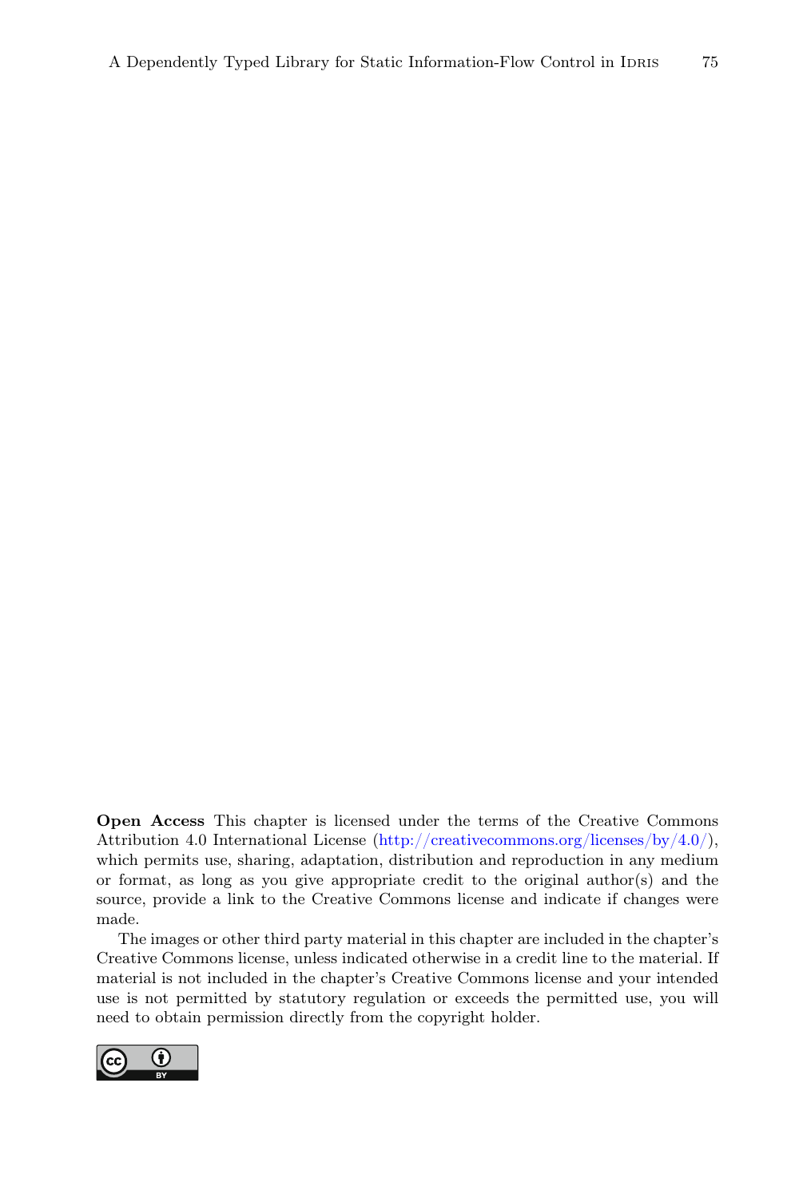**Open Access** This chapter is licensed under the terms of the Creative Commons Attribution 4.0 International License (http://creativecommons.org/licenses/by/4.0/), which permits use, sharing, adaptation, distribution and reproduction in any medium or format, as long as you give appropriate credit to the original author(s) and the source, provide a link to the Creative Commons license and indicate if changes were made.

The images or other third party material in this chapter are included in the chapter's Creative Commons license, unless indicated otherwise in a credit line to the material. If material is not included in the chapter's Creative Commons license and your intended use is not permitted by statutory regulation or exceeds the permitted use, you will need to obtain permission directly from the copyright holder.